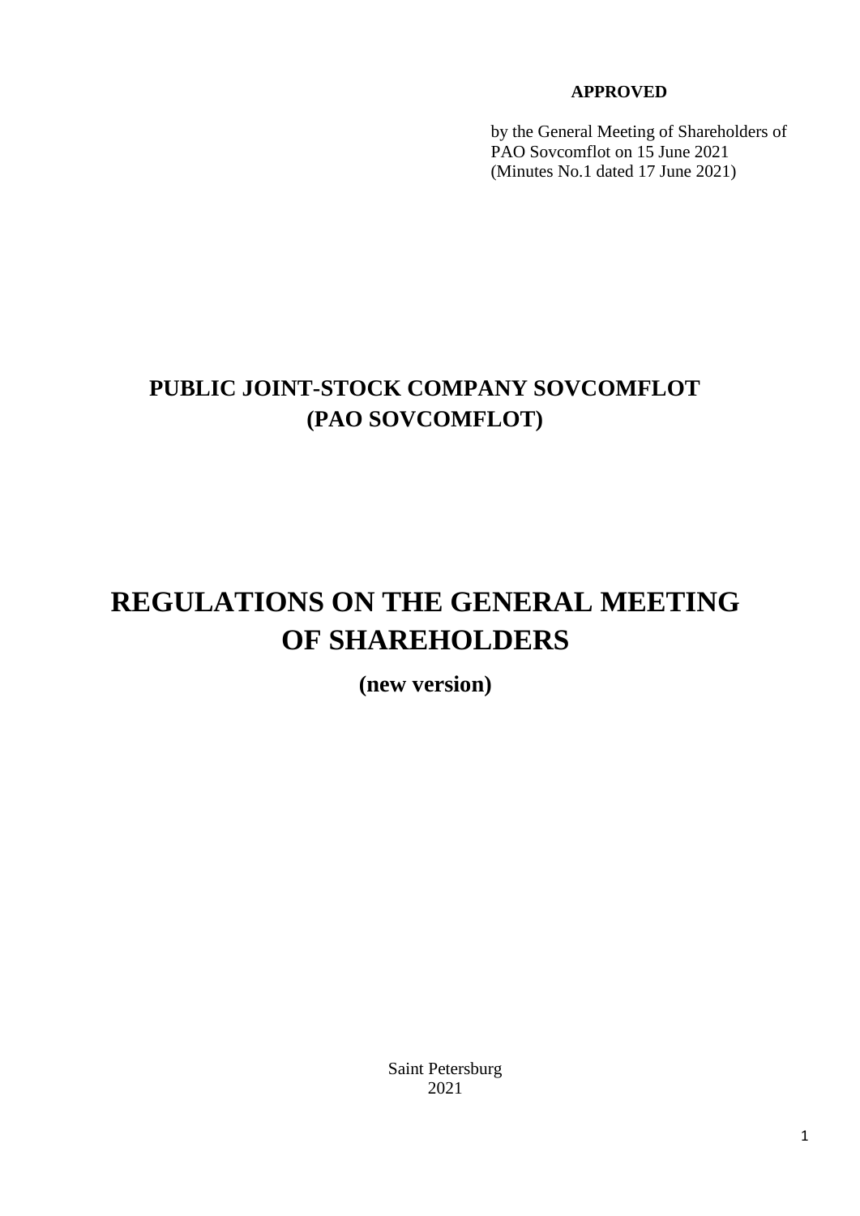**APPROVED**

by the General Meeting of Shareholders of PAO Sovcomflot on 15 June 2021 (Minutes No.1 dated 17 June 2021)

**PUBLIC JOINT-STOCK COMPANY SOVCOMFLOT**
**(PAO SOVCOMFLOT)**

# REGULATIONS ON THE GENERAL MEETING OF SHAREHOLDERS

**(new version)**

Saint Petersburg
2021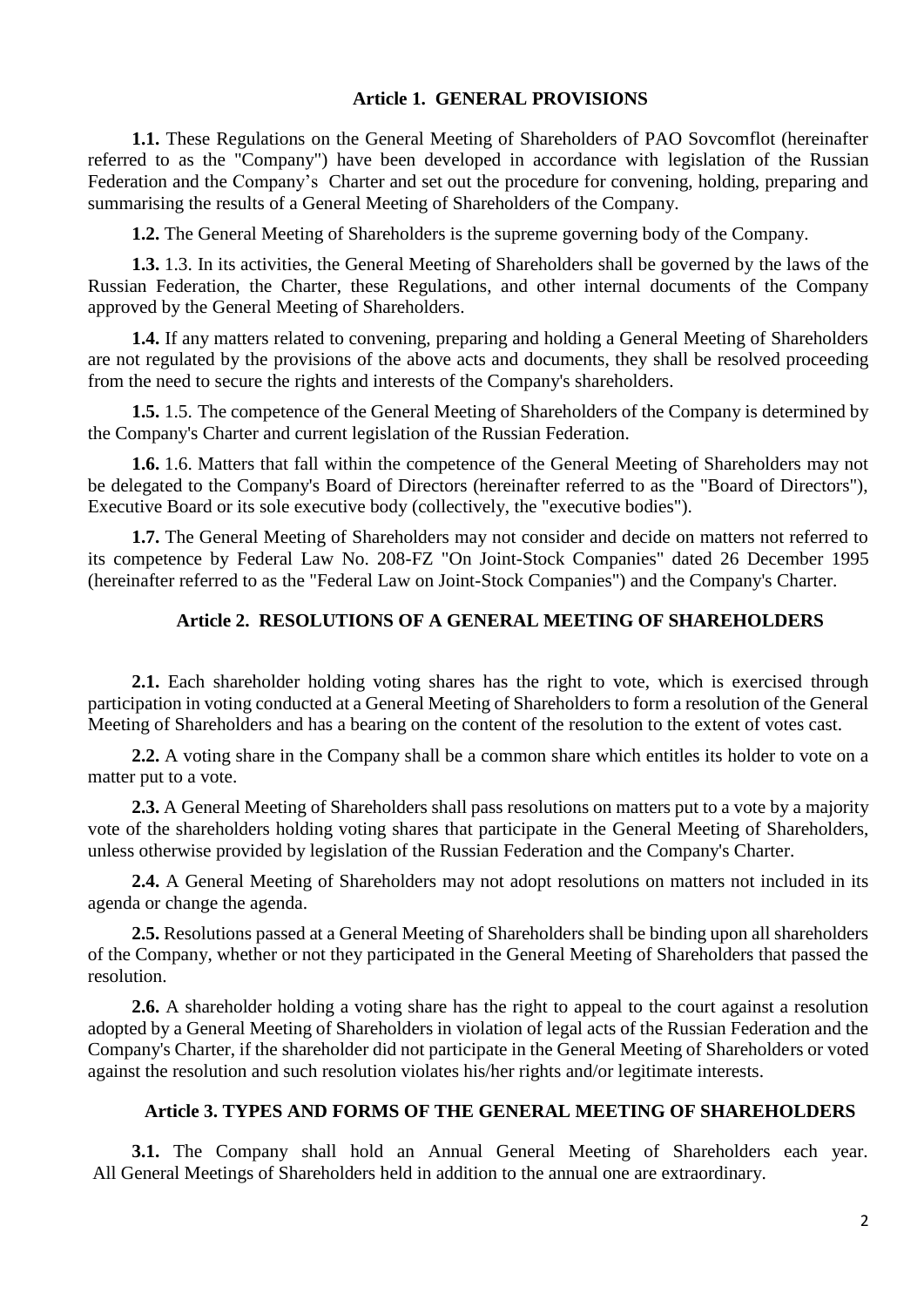## Article 1. GENERAL PROVISIONS

**1.1.** These Regulations on the General Meeting of Shareholders of PAO Sovcomflot (hereinafter referred to as the "Company") have been developed in accordance with legislation of the Russian Federation and the Company's Charter and set out the procedure for convening, holding, preparing and summarising the results of a General Meeting of Shareholders of the Company.

**1.2.** The General Meeting of Shareholders is the supreme governing body of the Company.

**1.3.** 1.3. In its activities, the General Meeting of Shareholders shall be governed by the laws of the Russian Federation, the Charter, these Regulations, and other internal documents of the Company approved by the General Meeting of Shareholders.

**1.4.** If any matters related to convening, preparing and holding a General Meeting of Shareholders are not regulated by the provisions of the above acts and documents, they shall be resolved proceeding from the need to secure the rights and interests of the Company's shareholders.

**1.5.** 1.5. The competence of the General Meeting of Shareholders of the Company is determined by the Company's Charter and current legislation of the Russian Federation.

**1.6.** 1.6. Matters that fall within the competence of the General Meeting of Shareholders may not be delegated to the Company's Board of Directors (hereinafter referred to as the "Board of Directors"), Executive Board or its sole executive body (collectively, the "executive bodies").

**1.7.** The General Meeting of Shareholders may not consider and decide on matters not referred to its competence by Federal Law No. 208-FZ "On Joint-Stock Companies" dated 26 December 1995 (hereinafter referred to as the "Federal Law on Joint-Stock Companies") and the Company's Charter.

## Article 2. RESOLUTIONS OF A GENERAL MEETING OF SHAREHOLDERS

**2.1.** Each shareholder holding voting shares has the right to vote, which is exercised through participation in voting conducted at a General Meeting of Shareholders to form a resolution of the General Meeting of Shareholders and has a bearing on the content of the resolution to the extent of votes cast.

**2.2.** A voting share in the Company shall be a common share which entitles its holder to vote on a matter put to a vote.

**2.3.** A General Meeting of Shareholders shall pass resolutions on matters put to a vote by a majority vote of the shareholders holding voting shares that participate in the General Meeting of Shareholders, unless otherwise provided by legislation of the Russian Federation and the Company's Charter.

**2.4.** A General Meeting of Shareholders may not adopt resolutions on matters not included in its agenda or change the agenda.

**2.5.** Resolutions passed at a General Meeting of Shareholders shall be binding upon all shareholders of the Company, whether or not they participated in the General Meeting of Shareholders that passed the resolution.

**2.6.** A shareholder holding a voting share has the right to appeal to the court against a resolution adopted by a General Meeting of Shareholders in violation of legal acts of the Russian Federation and the Company's Charter, if the shareholder did not participate in the General Meeting of Shareholders or voted against the resolution and such resolution violates his/her rights and/or legitimate interests.

## Article 3. TYPES AND FORMS OF THE GENERAL MEETING OF SHAREHOLDERS

**3.1.** The Company shall hold an Annual General Meeting of Shareholders each year. All General Meetings of Shareholders held in addition to the annual one are extraordinary.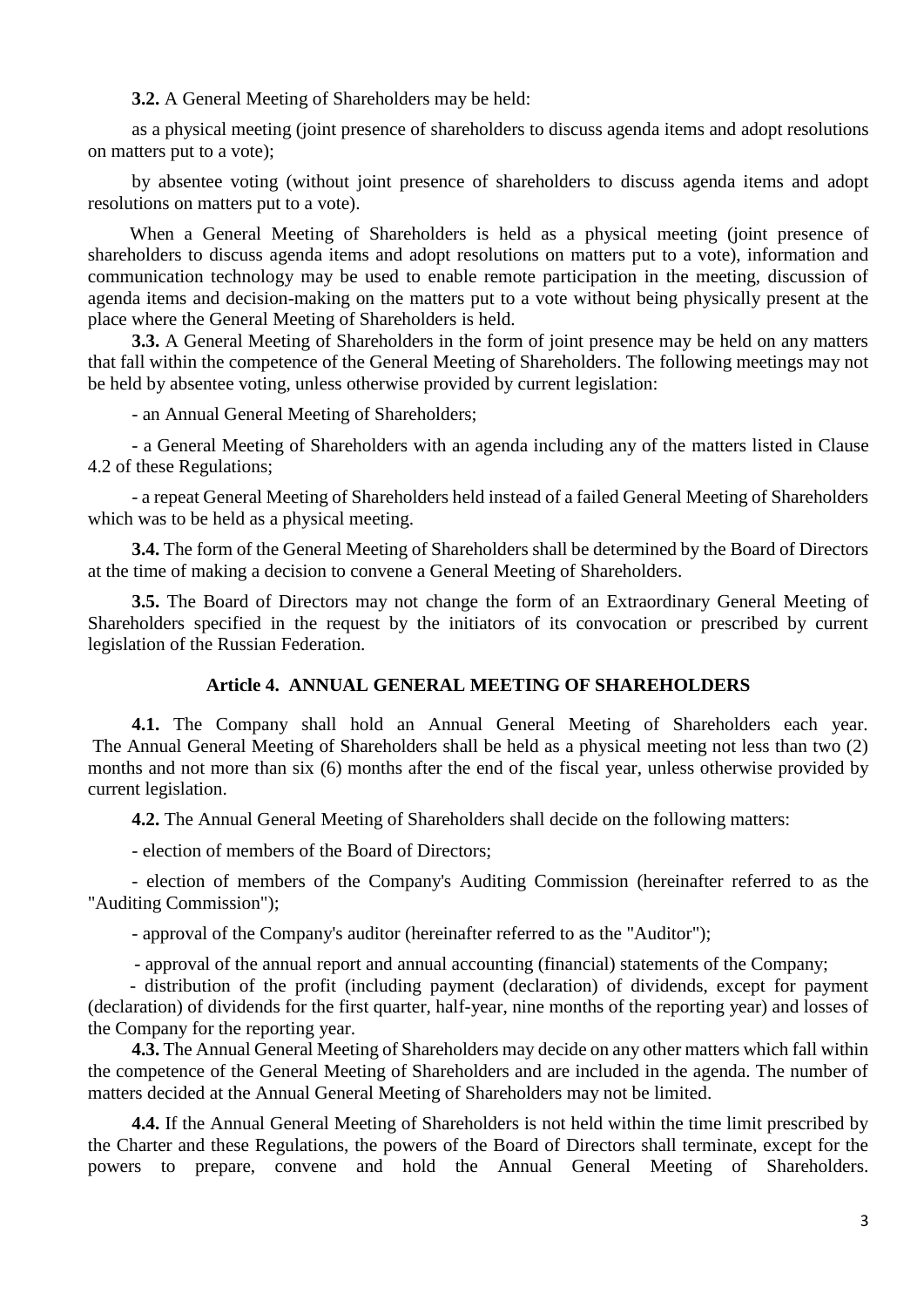**3.2.** A General Meeting of Shareholders may be held:

as a physical meeting (joint presence of shareholders to discuss agenda items and adopt resolutions on matters put to a vote);

by absentee voting (without joint presence of shareholders to discuss agenda items and adopt resolutions on matters put to a vote).

When a General Meeting of Shareholders is held as a physical meeting (joint presence of shareholders to discuss agenda items and adopt resolutions on matters put to a vote), information and communication technology may be used to enable remote participation in the meeting, discussion of agenda items and decision-making on the matters put to a vote without being physically present at the place where the General Meeting of Shareholders is held.

**3.3.** A General Meeting of Shareholders in the form of joint presence may be held on any matters that fall within the competence of the General Meeting of Shareholders. The following meetings may not be held by absentee voting, unless otherwise provided by current legislation:

- an Annual General Meeting of Shareholders;

- a General Meeting of Shareholders with an agenda including any of the matters listed in Clause 4.2 of these Regulations;

- a repeat General Meeting of Shareholders held instead of a failed General Meeting of Shareholders which was to be held as a physical meeting.

**3.4.** The form of the General Meeting of Shareholders shall be determined by the Board of Directors at the time of making a decision to convene a General Meeting of Shareholders.

**3.5.** The Board of Directors may not change the form of an Extraordinary General Meeting of Shareholders specified in the request by the initiators of its convocation or prescribed by current legislation of the Russian Federation.

## Article 4. ANNUAL GENERAL MEETING OF SHAREHOLDERS

**4.1.** The Company shall hold an Annual General Meeting of Shareholders each year. The Annual General Meeting of Shareholders shall be held as a physical meeting not less than two (2) months and not more than six (6) months after the end of the fiscal year, unless otherwise provided by current legislation.

**4.2.** The Annual General Meeting of Shareholders shall decide on the following matters:

- election of members of the Board of Directors;

- election of members of the Company's Auditing Commission (hereinafter referred to as the "Auditing Commission");

- approval of the Company's auditor (hereinafter referred to as the "Auditor");

- approval of the annual report and annual accounting (financial) statements of the Company;

- distribution of the profit (including payment (declaration) of dividends, except for payment (declaration) of dividends for the first quarter, half-year, nine months of the reporting year) and losses of the Company for the reporting year.

**4.3.** The Annual General Meeting of Shareholders may decide on any other matters which fall within the competence of the General Meeting of Shareholders and are included in the agenda. The number of matters decided at the Annual General Meeting of Shareholders may not be limited.

**4.4.** If the Annual General Meeting of Shareholders is not held within the time limit prescribed by the Charter and these Regulations, the powers of the Board of Directors shall terminate, except for the powers to prepare, convene and hold the Annual General Meeting of Shareholders.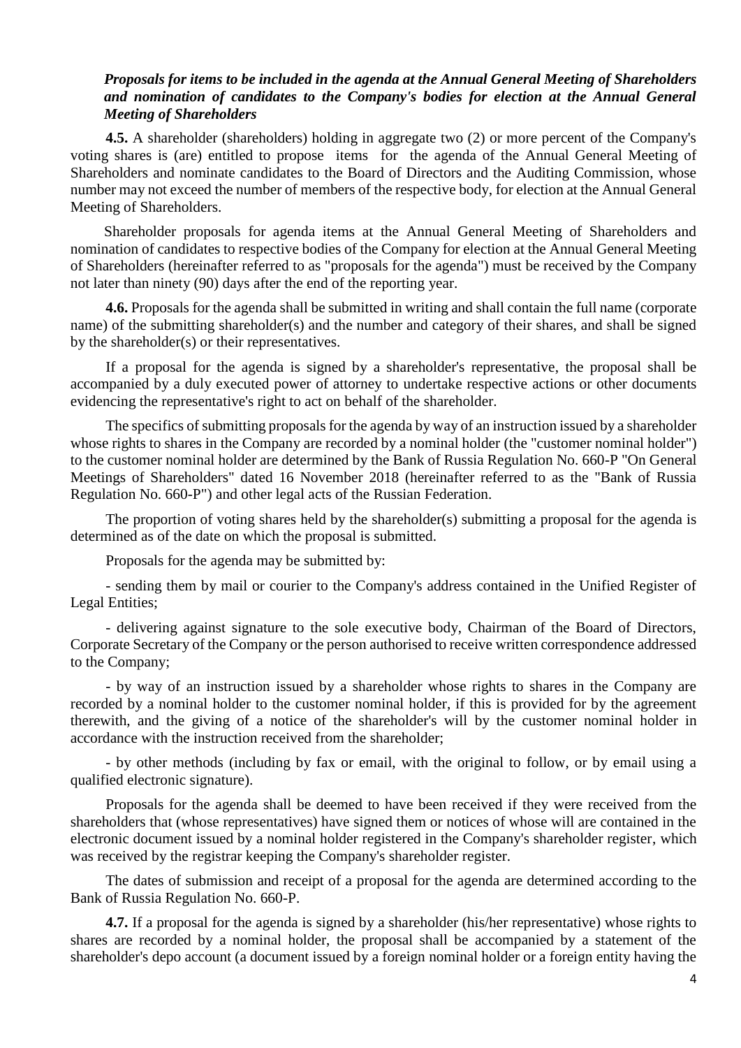***Proposals for items to be included in the agenda at the Annual General Meeting of Shareholders and nomination of candidates to the Company's bodies for election at the Annual General Meeting of Shareholders***

**4.5.** A shareholder (shareholders) holding in aggregate two (2) or more percent of the Company's voting shares is (are) entitled to propose items for the agenda of the Annual General Meeting of Shareholders and nominate candidates to the Board of Directors and the Auditing Commission, whose number may not exceed the number of members of the respective body, for election at the Annual General Meeting of Shareholders.

Shareholder proposals for agenda items at the Annual General Meeting of Shareholders and nomination of candidates to respective bodies of the Company for election at the Annual General Meeting of Shareholders (hereinafter referred to as "proposals for the agenda") must be received by the Company not later than ninety (90) days after the end of the reporting year.

**4.6.** Proposals for the agenda shall be submitted in writing and shall contain the full name (corporate name) of the submitting shareholder(s) and the number and category of their shares, and shall be signed by the shareholder(s) or their representatives.

If a proposal for the agenda is signed by a shareholder's representative, the proposal shall be accompanied by a duly executed power of attorney to undertake respective actions or other documents evidencing the representative's right to act on behalf of the shareholder.

The specifics of submitting proposals for the agenda by way of an instruction issued by a shareholder whose rights to shares in the Company are recorded by a nominal holder (the "customer nominal holder") to the customer nominal holder are determined by the Bank of Russia Regulation No. 660-P "On General Meetings of Shareholders" dated 16 November 2018 (hereinafter referred to as the "Bank of Russia Regulation No. 660-P") and other legal acts of the Russian Federation.

The proportion of voting shares held by the shareholder(s) submitting a proposal for the agenda is determined as of the date on which the proposal is submitted.

Proposals for the agenda may be submitted by:

- sending them by mail or courier to the Company's address contained in the Unified Register of Legal Entities;

- delivering against signature to the sole executive body, Chairman of the Board of Directors, Corporate Secretary of the Company or the person authorised to receive written correspondence addressed to the Company;

- by way of an instruction issued by a shareholder whose rights to shares in the Company are recorded by a nominal holder to the customer nominal holder, if this is provided for by the agreement therewith, and the giving of a notice of the shareholder's will by the customer nominal holder in accordance with the instruction received from the shareholder;

- by other methods (including by fax or email, with the original to follow, or by email using a qualified electronic signature).

Proposals for the agenda shall be deemed to have been received if they were received from the shareholders that (whose representatives) have signed them or notices of whose will are contained in the electronic document issued by a nominal holder registered in the Company's shareholder register, which was received by the registrar keeping the Company's shareholder register.

The dates of submission and receipt of a proposal for the agenda are determined according to the Bank of Russia Regulation No. 660-P.

**4.7.** If a proposal for the agenda is signed by a shareholder (his/her representative) whose rights to shares are recorded by a nominal holder, the proposal shall be accompanied by a statement of the shareholder's depo account (a document issued by a foreign nominal holder or a foreign entity having the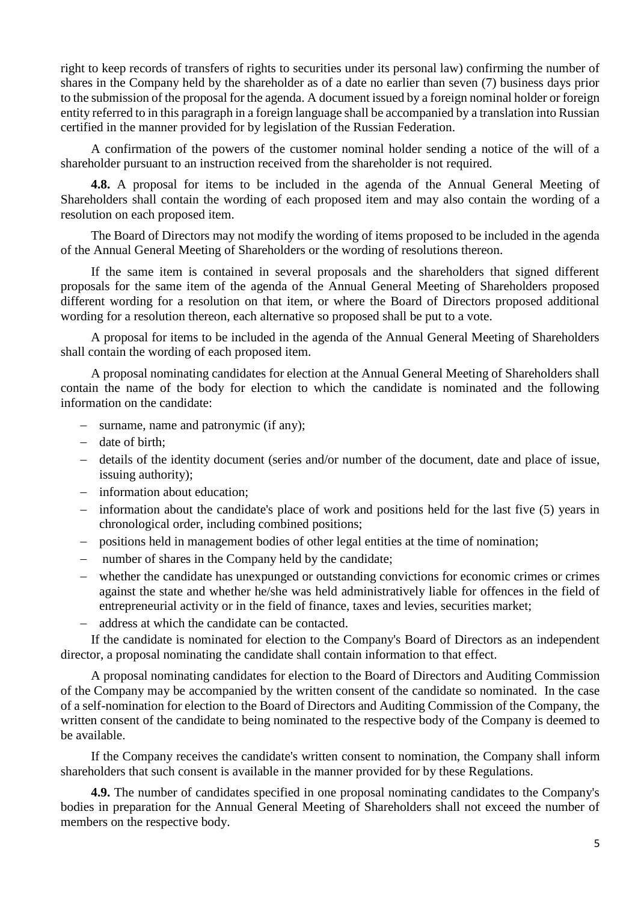right to keep records of transfers of rights to securities under its personal law) confirming the number of shares in the Company held by the shareholder as of a date no earlier than seven (7) business days prior to the submission of the proposal for the agenda. A document issued by a foreign nominal holder or foreign entity referred to in this paragraph in a foreign language shall be accompanied by a translation into Russian certified in the manner provided for by legislation of the Russian Federation.

A confirmation of the powers of the customer nominal holder sending a notice of the will of a shareholder pursuant to an instruction received from the shareholder is not required.

**4.8.** A proposal for items to be included in the agenda of the Annual General Meeting of Shareholders shall contain the wording of each proposed item and may also contain the wording of a resolution on each proposed item.

The Board of Directors may not modify the wording of items proposed to be included in the agenda of the Annual General Meeting of Shareholders or the wording of resolutions thereon.

If the same item is contained in several proposals and the shareholders that signed different proposals for the same item of the agenda of the Annual General Meeting of Shareholders proposed different wording for a resolution on that item, or where the Board of Directors proposed additional wording for a resolution thereon, each alternative so proposed shall be put to a vote.

A proposal for items to be included in the agenda of the Annual General Meeting of Shareholders shall contain the wording of each proposed item.

A proposal nominating candidates for election at the Annual General Meeting of Shareholders shall contain the name of the body for election to which the candidate is nominated and the following information on the candidate:

- surname, name and patronymic (if any);
- date of birth;
- details of the identity document (series and/or number of the document, date and place of issue, issuing authority);
- information about education;
- information about the candidate's place of work and positions held for the last five (5) years in chronological order, including combined positions;
- positions held in management bodies of other legal entities at the time of nomination;
- number of shares in the Company held by the candidate;
- whether the candidate has unexpunged or outstanding convictions for economic crimes or crimes against the state and whether he/she was held administratively liable for offences in the field of entrepreneurial activity or in the field of finance, taxes and levies, securities market;
- address at which the candidate can be contacted.

If the candidate is nominated for election to the Company's Board of Directors as an independent director, a proposal nominating the candidate shall contain information to that effect.

A proposal nominating candidates for election to the Board of Directors and Auditing Commission of the Company may be accompanied by the written consent of the candidate so nominated. In the case of a self-nomination for election to the Board of Directors and Auditing Commission of the Company, the written consent of the candidate to being nominated to the respective body of the Company is deemed to be available.

If the Company receives the candidate's written consent to nomination, the Company shall inform shareholders that such consent is available in the manner provided for by these Regulations.

**4.9.** The number of candidates specified in one proposal nominating candidates to the Company's bodies in preparation for the Annual General Meeting of Shareholders shall not exceed the number of members on the respective body.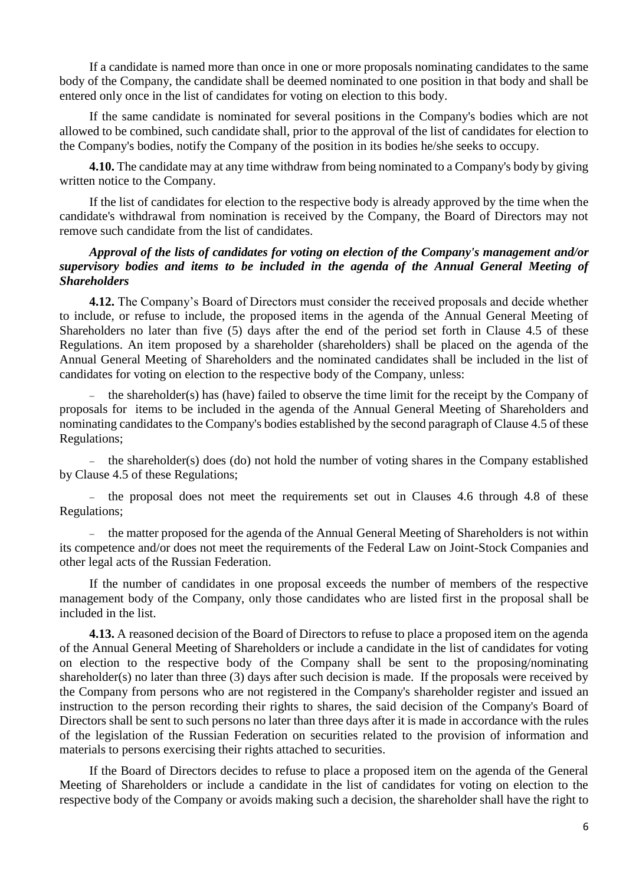If a candidate is named more than once in one or more proposals nominating candidates to the same body of the Company, the candidate shall be deemed nominated to one position in that body and shall be entered only once in the list of candidates for voting on election to this body.

If the same candidate is nominated for several positions in the Company's bodies which are not allowed to be combined, such candidate shall, prior to the approval of the list of candidates for election to the Company's bodies, notify the Company of the position in its bodies he/she seeks to occupy.

**4.10.** The candidate may at any time withdraw from being nominated to a Company's body by giving written notice to the Company.

If the list of candidates for election to the respective body is already approved by the time when the candidate's withdrawal from nomination is received by the Company, the Board of Directors may not remove such candidate from the list of candidates.

***Approval of the lists of candidates for voting on election of the Company's management and/or supervisory bodies and items to be included in the agenda of the Annual General Meeting of Shareholders***

**4.12.** The Company's Board of Directors must consider the received proposals and decide whether to include, or refuse to include, the proposed items in the agenda of the Annual General Meeting of Shareholders no later than five (5) days after the end of the period set forth in Clause 4.5 of these Regulations. An item proposed by a shareholder (shareholders) shall be placed on the agenda of the Annual General Meeting of Shareholders and the nominated candidates shall be included in the list of candidates for voting on election to the respective body of the Company, unless:

- the shareholder(s) has (have) failed to observe the time limit for the receipt by the Company of proposals for items to be included in the agenda of the Annual General Meeting of Shareholders and nominating candidates to the Company's bodies established by the second paragraph of Clause 4.5 of these Regulations;
- the shareholder(s) does (do) not hold the number of voting shares in the Company established by Clause 4.5 of these Regulations;
- the proposal does not meet the requirements set out in Clauses 4.6 through 4.8 of these Regulations;
- the matter proposed for the agenda of the Annual General Meeting of Shareholders is not within its competence and/or does not meet the requirements of the Federal Law on Joint-Stock Companies and other legal acts of the Russian Federation.

If the number of candidates in one proposal exceeds the number of members of the respective management body of the Company, only those candidates who are listed first in the proposal shall be included in the list.

**4.13.** A reasoned decision of the Board of Directors to refuse to place a proposed item on the agenda of the Annual General Meeting of Shareholders or include a candidate in the list of candidates for voting on election to the respective body of the Company shall be sent to the proposing/nominating shareholder(s) no later than three (3) days after such decision is made. If the proposals were received by the Company from persons who are not registered in the Company's shareholder register and issued an instruction to the person recording their rights to shares, the said decision of the Company's Board of Directors shall be sent to such persons no later than three days after it is made in accordance with the rules of the legislation of the Russian Federation on securities related to the provision of information and materials to persons exercising their rights attached to securities.

If the Board of Directors decides to refuse to place a proposed item on the agenda of the General Meeting of Shareholders or include a candidate in the list of candidates for voting on election to the respective body of the Company or avoids making such a decision, the shareholder shall have the right to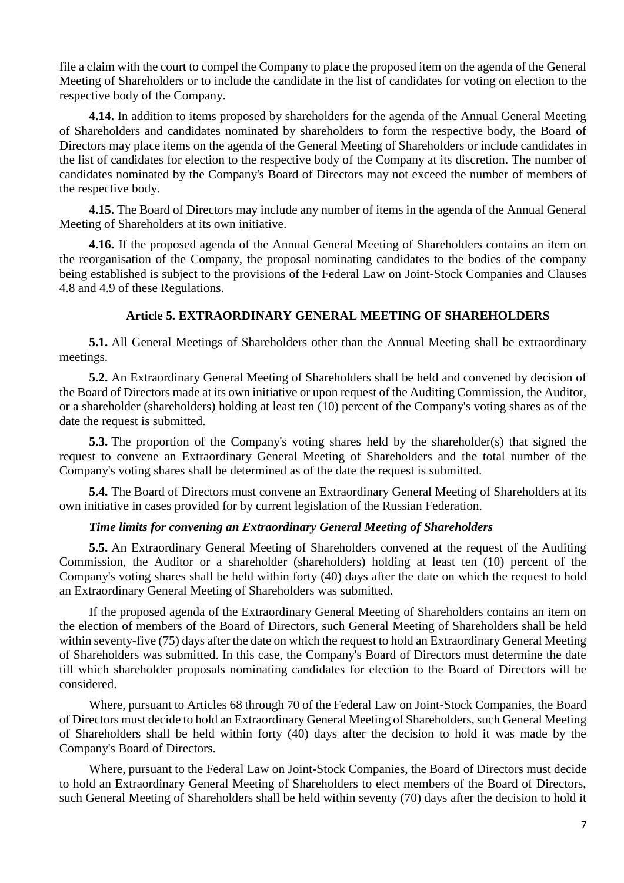file a claim with the court to compel the Company to place the proposed item on the agenda of the General Meeting of Shareholders or to include the candidate in the list of candidates for voting on election to the respective body of the Company.

**4.14.** In addition to items proposed by shareholders for the agenda of the Annual General Meeting of Shareholders and candidates nominated by shareholders to form the respective body, the Board of Directors may place items on the agenda of the General Meeting of Shareholders or include candidates in the list of candidates for election to the respective body of the Company at its discretion. The number of candidates nominated by the Company's Board of Directors may not exceed the number of members of the respective body.

**4.15.** The Board of Directors may include any number of items in the agenda of the Annual General Meeting of Shareholders at its own initiative.

**4.16.** If the proposed agenda of the Annual General Meeting of Shareholders contains an item on the reorganisation of the Company, the proposal nominating candidates to the bodies of the company being established is subject to the provisions of the Federal Law on Joint-Stock Companies and Clauses 4.8 and 4.9 of these Regulations.

## Article 5. EXTRAORDINARY GENERAL MEETING OF SHAREHOLDERS

**5.1.** All General Meetings of Shareholders other than the Annual Meeting shall be extraordinary meetings.

**5.2.** An Extraordinary General Meeting of Shareholders shall be held and convened by decision of the Board of Directors made at its own initiative or upon request of the Auditing Commission, the Auditor, or a shareholder (shareholders) holding at least ten (10) percent of the Company's voting shares as of the date the request is submitted.

**5.3.** The proportion of the Company's voting shares held by the shareholder(s) that signed the request to convene an Extraordinary General Meeting of Shareholders and the total number of the Company's voting shares shall be determined as of the date the request is submitted.

**5.4.** The Board of Directors must convene an Extraordinary General Meeting of Shareholders at its own initiative in cases provided for by current legislation of the Russian Federation.

***Time limits for convening an Extraordinary General Meeting of Shareholders***

**5.5.** An Extraordinary General Meeting of Shareholders convened at the request of the Auditing Commission, the Auditor or a shareholder (shareholders) holding at least ten (10) percent of the Company's voting shares shall be held within forty (40) days after the date on which the request to hold an Extraordinary General Meeting of Shareholders was submitted.

If the proposed agenda of the Extraordinary General Meeting of Shareholders contains an item on the election of members of the Board of Directors, such General Meeting of Shareholders shall be held within seventy-five (75) days after the date on which the request to hold an Extraordinary General Meeting of Shareholders was submitted. In this case, the Company's Board of Directors must determine the date till which shareholder proposals nominating candidates for election to the Board of Directors will be considered.

Where, pursuant to Articles 68 through 70 of the Federal Law on Joint-Stock Companies, the Board of Directors must decide to hold an Extraordinary General Meeting of Shareholders, such General Meeting of Shareholders shall be held within forty (40) days after the decision to hold it was made by the Company's Board of Directors.

Where, pursuant to the Federal Law on Joint-Stock Companies, the Board of Directors must decide to hold an Extraordinary General Meeting of Shareholders to elect members of the Board of Directors, such General Meeting of Shareholders shall be held within seventy (70) days after the decision to hold it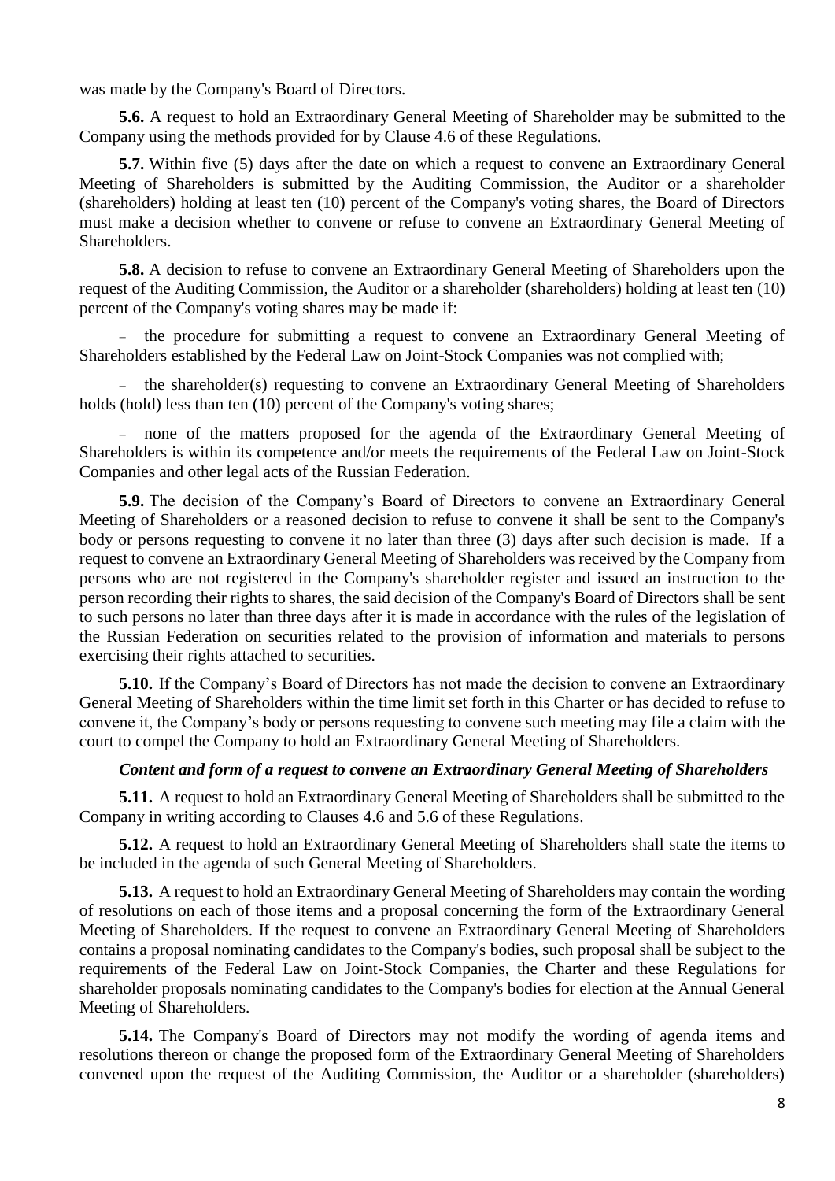was made by the Company's Board of Directors.

**5.6.** A request to hold an Extraordinary General Meeting of Shareholder may be submitted to the Company using the methods provided for by Clause 4.6 of these Regulations.

**5.7.** Within five (5) days after the date on which a request to convene an Extraordinary General Meeting of Shareholders is submitted by the Auditing Commission, the Auditor or a shareholder (shareholders) holding at least ten (10) percent of the Company's voting shares, the Board of Directors must make a decision whether to convene or refuse to convene an Extraordinary General Meeting of Shareholders.

**5.8.** A decision to refuse to convene an Extraordinary General Meeting of Shareholders upon the request of the Auditing Commission, the Auditor or a shareholder (shareholders) holding at least ten (10) percent of the Company's voting shares may be made if:

- the procedure for submitting a request to convene an Extraordinary General Meeting of Shareholders established by the Federal Law on Joint-Stock Companies was not complied with;
- the shareholder(s) requesting to convene an Extraordinary General Meeting of Shareholders holds (hold) less than ten (10) percent of the Company's voting shares;
- none of the matters proposed for the agenda of the Extraordinary General Meeting of Shareholders is within its competence and/or meets the requirements of the Federal Law on Joint-Stock Companies and other legal acts of the Russian Federation.

**5.9.** The decision of the Company's Board of Directors to convene an Extraordinary General Meeting of Shareholders or a reasoned decision to refuse to convene it shall be sent to the Company's body or persons requesting to convene it no later than three (3) days after such decision is made. If a request to convene an Extraordinary General Meeting of Shareholders was received by the Company from persons who are not registered in the Company's shareholder register and issued an instruction to the person recording their rights to shares, the said decision of the Company's Board of Directors shall be sent to such persons no later than three days after it is made in accordance with the rules of the legislation of the Russian Federation on securities related to the provision of information and materials to persons exercising their rights attached to securities.

**5.10.** If the Company's Board of Directors has not made the decision to convene an Extraordinary General Meeting of Shareholders within the time limit set forth in this Charter or has decided to refuse to convene it, the Company's body or persons requesting to convene such meeting may file a claim with the court to compel the Company to hold an Extraordinary General Meeting of Shareholders.

***Content and form of a request to convene an Extraordinary General Meeting of Shareholders***

**5.11.** A request to hold an Extraordinary General Meeting of Shareholders shall be submitted to the Company in writing according to Clauses 4.6 and 5.6 of these Regulations.

**5.12.** A request to hold an Extraordinary General Meeting of Shareholders shall state the items to be included in the agenda of such General Meeting of Shareholders.

**5.13.** A request to hold an Extraordinary General Meeting of Shareholders may contain the wording of resolutions on each of those items and a proposal concerning the form of the Extraordinary General Meeting of Shareholders. If the request to convene an Extraordinary General Meeting of Shareholders contains a proposal nominating candidates to the Company's bodies, such proposal shall be subject to the requirements of the Federal Law on Joint-Stock Companies, the Charter and these Regulations for shareholder proposals nominating candidates to the Company's bodies for election at the Annual General Meeting of Shareholders.

**5.14.** The Company's Board of Directors may not modify the wording of agenda items and resolutions thereon or change the proposed form of the Extraordinary General Meeting of Shareholders convened upon the request of the Auditing Commission, the Auditor or a shareholder (shareholders)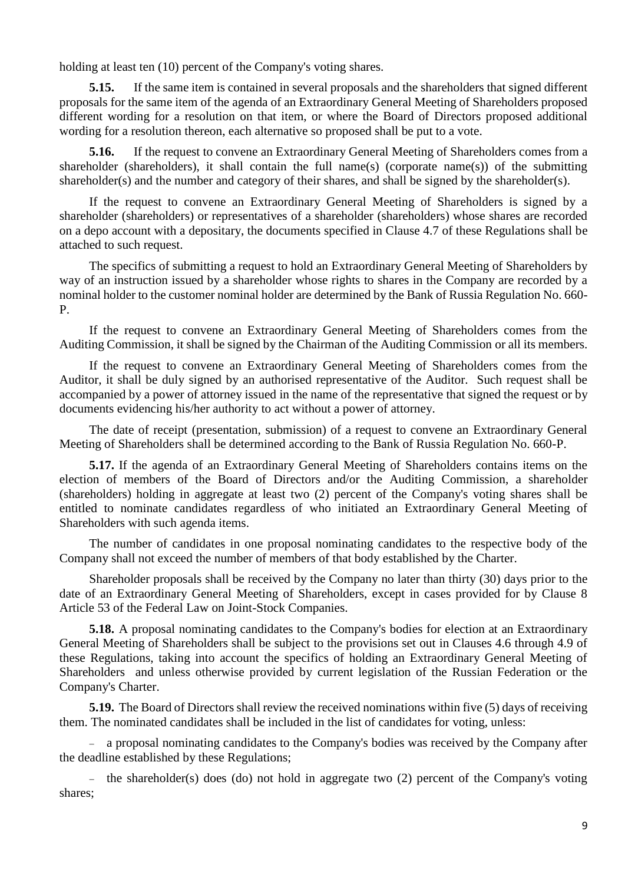holding at least ten (10) percent of the Company's voting shares.

**5.15.** If the same item is contained in several proposals and the shareholders that signed different proposals for the same item of the agenda of an Extraordinary General Meeting of Shareholders proposed different wording for a resolution on that item, or where the Board of Directors proposed additional wording for a resolution thereon, each alternative so proposed shall be put to a vote.

**5.16.** If the request to convene an Extraordinary General Meeting of Shareholders comes from a shareholder (shareholders), it shall contain the full name(s) (corporate name(s)) of the submitting shareholder(s) and the number and category of their shares, and shall be signed by the shareholder(s).

If the request to convene an Extraordinary General Meeting of Shareholders is signed by a shareholder (shareholders) or representatives of a shareholder (shareholders) whose shares are recorded on a depo account with a depositary, the documents specified in Clause 4.7 of these Regulations shall be attached to such request.

The specifics of submitting a request to hold an Extraordinary General Meeting of Shareholders by way of an instruction issued by a shareholder whose rights to shares in the Company are recorded by a nominal holder to the customer nominal holder are determined by the Bank of Russia Regulation No. 660-P.

If the request to convene an Extraordinary General Meeting of Shareholders comes from the Auditing Commission, it shall be signed by the Chairman of the Auditing Commission or all its members.

If the request to convene an Extraordinary General Meeting of Shareholders comes from the Auditor, it shall be duly signed by an authorised representative of the Auditor. Such request shall be accompanied by a power of attorney issued in the name of the representative that signed the request or by documents evidencing his/her authority to act without a power of attorney.

The date of receipt (presentation, submission) of a request to convene an Extraordinary General Meeting of Shareholders shall be determined according to the Bank of Russia Regulation No. 660-P.

**5.17.** If the agenda of an Extraordinary General Meeting of Shareholders contains items on the election of members of the Board of Directors and/or the Auditing Commission, a shareholder (shareholders) holding in aggregate at least two (2) percent of the Company's voting shares shall be entitled to nominate candidates regardless of who initiated an Extraordinary General Meeting of Shareholders with such agenda items.

The number of candidates in one proposal nominating candidates to the respective body of the Company shall not exceed the number of members of that body established by the Charter.

Shareholder proposals shall be received by the Company no later than thirty (30) days prior to the date of an Extraordinary General Meeting of Shareholders, except in cases provided for by Clause 8 Article 53 of the Federal Law on Joint-Stock Companies.

**5.18.** A proposal nominating candidates to the Company's bodies for election at an Extraordinary General Meeting of Shareholders shall be subject to the provisions set out in Clauses 4.6 through 4.9 of these Regulations, taking into account the specifics of holding an Extraordinary General Meeting of Shareholders and unless otherwise provided by current legislation of the Russian Federation or the Company's Charter.

**5.19.** The Board of Directors shall review the received nominations within five (5) days of receiving them. The nominated candidates shall be included in the list of candidates for voting, unless:

- a proposal nominating candidates to the Company's bodies was received by the Company after the deadline established by these Regulations;
- the shareholder(s) does (do) not hold in aggregate two (2) percent of the Company's voting shares;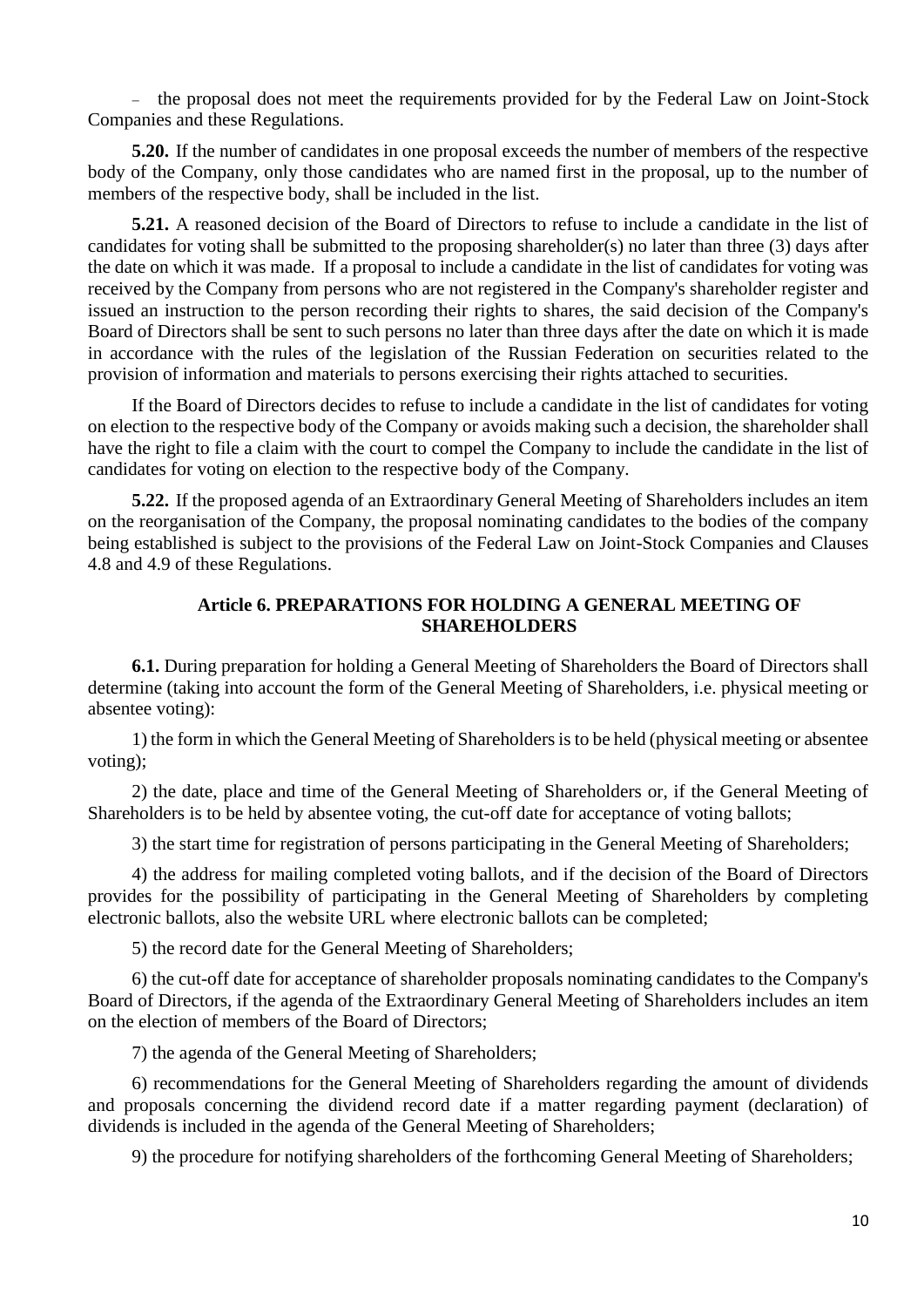– the proposal does not meet the requirements provided for by the Federal Law on Joint-Stock Companies and these Regulations.

**5.20.** If the number of candidates in one proposal exceeds the number of members of the respective body of the Company, only those candidates who are named first in the proposal, up to the number of members of the respective body, shall be included in the list.

**5.21.** A reasoned decision of the Board of Directors to refuse to include a candidate in the list of candidates for voting shall be submitted to the proposing shareholder(s) no later than three (3) days after the date on which it was made. If a proposal to include a candidate in the list of candidates for voting was received by the Company from persons who are not registered in the Company's shareholder register and issued an instruction to the person recording their rights to shares, the said decision of the Company's Board of Directors shall be sent to such persons no later than three days after the date on which it is made in accordance with the rules of the legislation of the Russian Federation on securities related to the provision of information and materials to persons exercising their rights attached to securities.

If the Board of Directors decides to refuse to include a candidate in the list of candidates for voting on election to the respective body of the Company or avoids making such a decision, the shareholder shall have the right to file a claim with the court to compel the Company to include the candidate in the list of candidates for voting on election to the respective body of the Company.

**5.22.** If the proposed agenda of an Extraordinary General Meeting of Shareholders includes an item on the reorganisation of the Company, the proposal nominating candidates to the bodies of the company being established is subject to the provisions of the Federal Law on Joint-Stock Companies and Clauses 4.8 and 4.9 of these Regulations.

## Article 6. PREPARATIONS FOR HOLDING A GENERAL MEETING OF SHAREHOLDERS

**6.1.** During preparation for holding a General Meeting of Shareholders the Board of Directors shall determine (taking into account the form of the General Meeting of Shareholders, i.e. physical meeting or absentee voting):

1) the form in which the General Meeting of Shareholders is to be held (physical meeting or absentee voting);

2) the date, place and time of the General Meeting of Shareholders or, if the General Meeting of Shareholders is to be held by absentee voting, the cut-off date for acceptance of voting ballots;

3) the start time for registration of persons participating in the General Meeting of Shareholders;

4) the address for mailing completed voting ballots, and if the decision of the Board of Directors provides for the possibility of participating in the General Meeting of Shareholders by completing electronic ballots, also the website URL where electronic ballots can be completed;

5) the record date for the General Meeting of Shareholders;

6) the cut-off date for acceptance of shareholder proposals nominating candidates to the Company's Board of Directors, if the agenda of the Extraordinary General Meeting of Shareholders includes an item on the election of members of the Board of Directors;

7) the agenda of the General Meeting of Shareholders;

6) recommendations for the General Meeting of Shareholders regarding the amount of dividends and proposals concerning the dividend record date if a matter regarding payment (declaration) of dividends is included in the agenda of the General Meeting of Shareholders;

9) the procedure for notifying shareholders of the forthcoming General Meeting of Shareholders;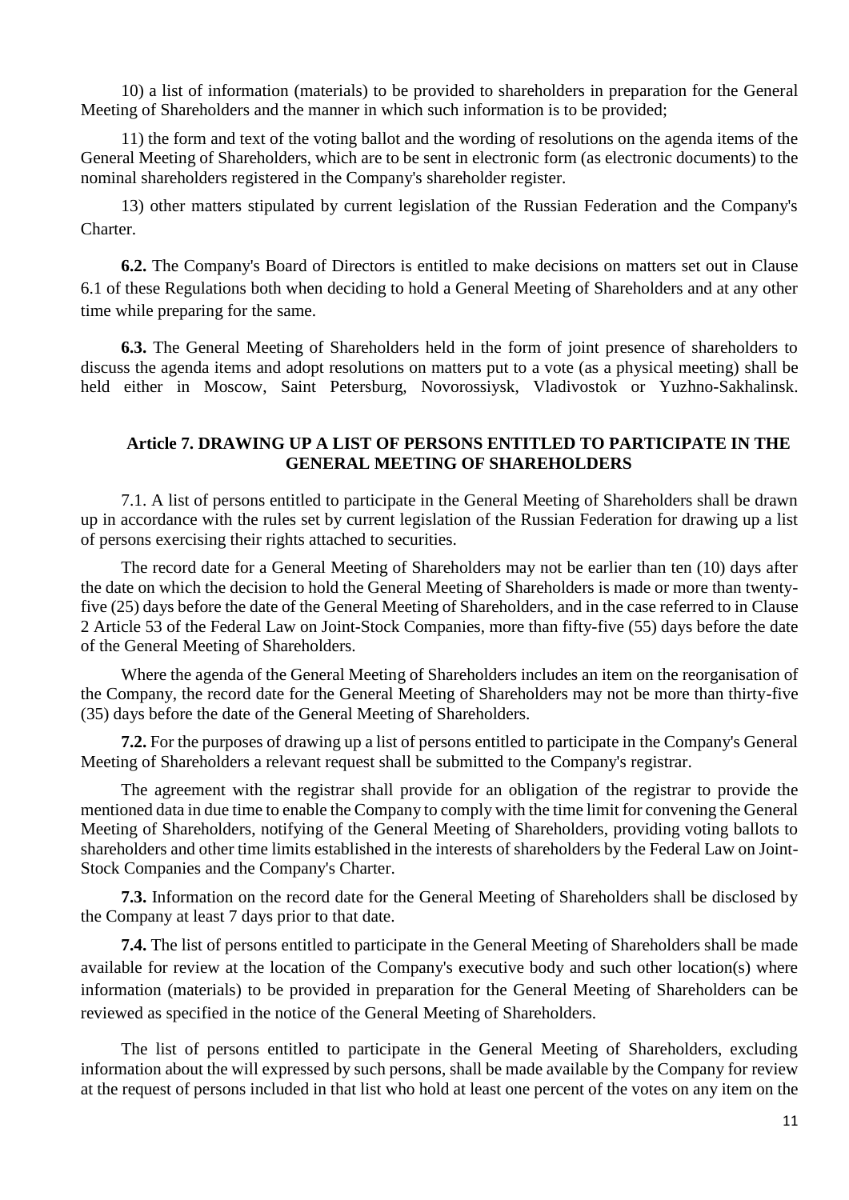10) a list of information (materials) to be provided to shareholders in preparation for the General Meeting of Shareholders and the manner in which such information is to be provided;

11) the form and text of the voting ballot and the wording of resolutions on the agenda items of the General Meeting of Shareholders, which are to be sent in electronic form (as electronic documents) to the nominal shareholders registered in the Company's shareholder register.

13) other matters stipulated by current legislation of the Russian Federation and the Company's Charter.

**6.2.** The Company's Board of Directors is entitled to make decisions on matters set out in Clause 6.1 of these Regulations both when deciding to hold a General Meeting of Shareholders and at any other time while preparing for the same.

**6.3.** The General Meeting of Shareholders held in the form of joint presence of shareholders to discuss the agenda items and adopt resolutions on matters put to a vote (as a physical meeting) shall be held either in Moscow, Saint Petersburg, Novorossiysk, Vladivostok or Yuzhno-Sakhalinsk.

## Article 7. DRAWING UP A LIST OF PERSONS ENTITLED TO PARTICIPATE IN THE GENERAL MEETING OF SHAREHOLDERS

7.1. A list of persons entitled to participate in the General Meeting of Shareholders shall be drawn up in accordance with the rules set by current legislation of the Russian Federation for drawing up a list of persons exercising their rights attached to securities.

The record date for a General Meeting of Shareholders may not be earlier than ten (10) days after the date on which the decision to hold the General Meeting of Shareholders is made or more than twenty-five (25) days before the date of the General Meeting of Shareholders, and in the case referred to in Clause 2 Article 53 of the Federal Law on Joint-Stock Companies, more than fifty-five (55) days before the date of the General Meeting of Shareholders.

Where the agenda of the General Meeting of Shareholders includes an item on the reorganisation of the Company, the record date for the General Meeting of Shareholders may not be more than thirty-five (35) days before the date of the General Meeting of Shareholders.

**7.2.** For the purposes of drawing up a list of persons entitled to participate in the Company's General Meeting of Shareholders a relevant request shall be submitted to the Company's registrar.

The agreement with the registrar shall provide for an obligation of the registrar to provide the mentioned data in due time to enable the Company to comply with the time limit for convening the General Meeting of Shareholders, notifying of the General Meeting of Shareholders, providing voting ballots to shareholders and other time limits established in the interests of shareholders by the Federal Law on Joint-Stock Companies and the Company's Charter.

**7.3.** Information on the record date for the General Meeting of Shareholders shall be disclosed by the Company at least 7 days prior to that date.

**7.4.** The list of persons entitled to participate in the General Meeting of Shareholders shall be made available for review at the location of the Company's executive body and such other location(s) where information (materials) to be provided in preparation for the General Meeting of Shareholders can be reviewed as specified in the notice of the General Meeting of Shareholders.

The list of persons entitled to participate in the General Meeting of Shareholders, excluding information about the will expressed by such persons, shall be made available by the Company for review at the request of persons included in that list who hold at least one percent of the votes on any item on the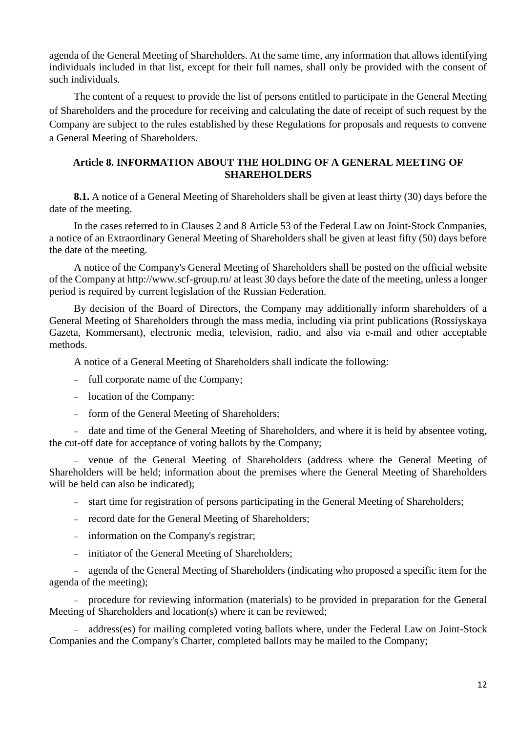agenda of the General Meeting of Shareholders. At the same time, any information that allows identifying individuals included in that list, except for their full names, shall only be provided with the consent of such individuals.

The content of a request to provide the list of persons entitled to participate in the General Meeting of Shareholders and the procedure for receiving and calculating the date of receipt of such request by the Company are subject to the rules established by these Regulations for proposals and requests to convene a General Meeting of Shareholders.

## Article 8. INFORMATION ABOUT THE HOLDING OF A GENERAL MEETING OF SHAREHOLDERS

**8.1.** A notice of a General Meeting of Shareholders shall be given at least thirty (30) days before the date of the meeting.

In the cases referred to in Clauses 2 and 8 Article 53 of the Federal Law on Joint-Stock Companies, a notice of an Extraordinary General Meeting of Shareholders shall be given at least fifty (50) days before the date of the meeting.

A notice of the Company's General Meeting of Shareholders shall be posted on the official website of the Company at http://www.scf-group.ru/ at least 30 days before the date of the meeting, unless a longer period is required by current legislation of the Russian Federation.

By decision of the Board of Directors, the Company may additionally inform shareholders of a General Meeting of Shareholders through the mass media, including via print publications (Rossiyskaya Gazeta, Kommersant), electronic media, television, radio, and also via e-mail and other acceptable methods.

A notice of a General Meeting of Shareholders shall indicate the following:

- full corporate name of the Company;
- location of the Company:
- form of the General Meeting of Shareholders;
- date and time of the General Meeting of Shareholders, and where it is held by absentee voting, the cut-off date for acceptance of voting ballots by the Company;
- venue of the General Meeting of Shareholders (address where the General Meeting of Shareholders will be held; information about the premises where the General Meeting of Shareholders will be held can also be indicated);
- start time for registration of persons participating in the General Meeting of Shareholders;
- record date for the General Meeting of Shareholders;
- information on the Company's registrar;
- initiator of the General Meeting of Shareholders;
- agenda of the General Meeting of Shareholders (indicating who proposed a specific item for the agenda of the meeting);
- procedure for reviewing information (materials) to be provided in preparation for the General Meeting of Shareholders and location(s) where it can be reviewed;
- address(es) for mailing completed voting ballots where, under the Federal Law on Joint-Stock Companies and the Company's Charter, completed ballots may be mailed to the Company;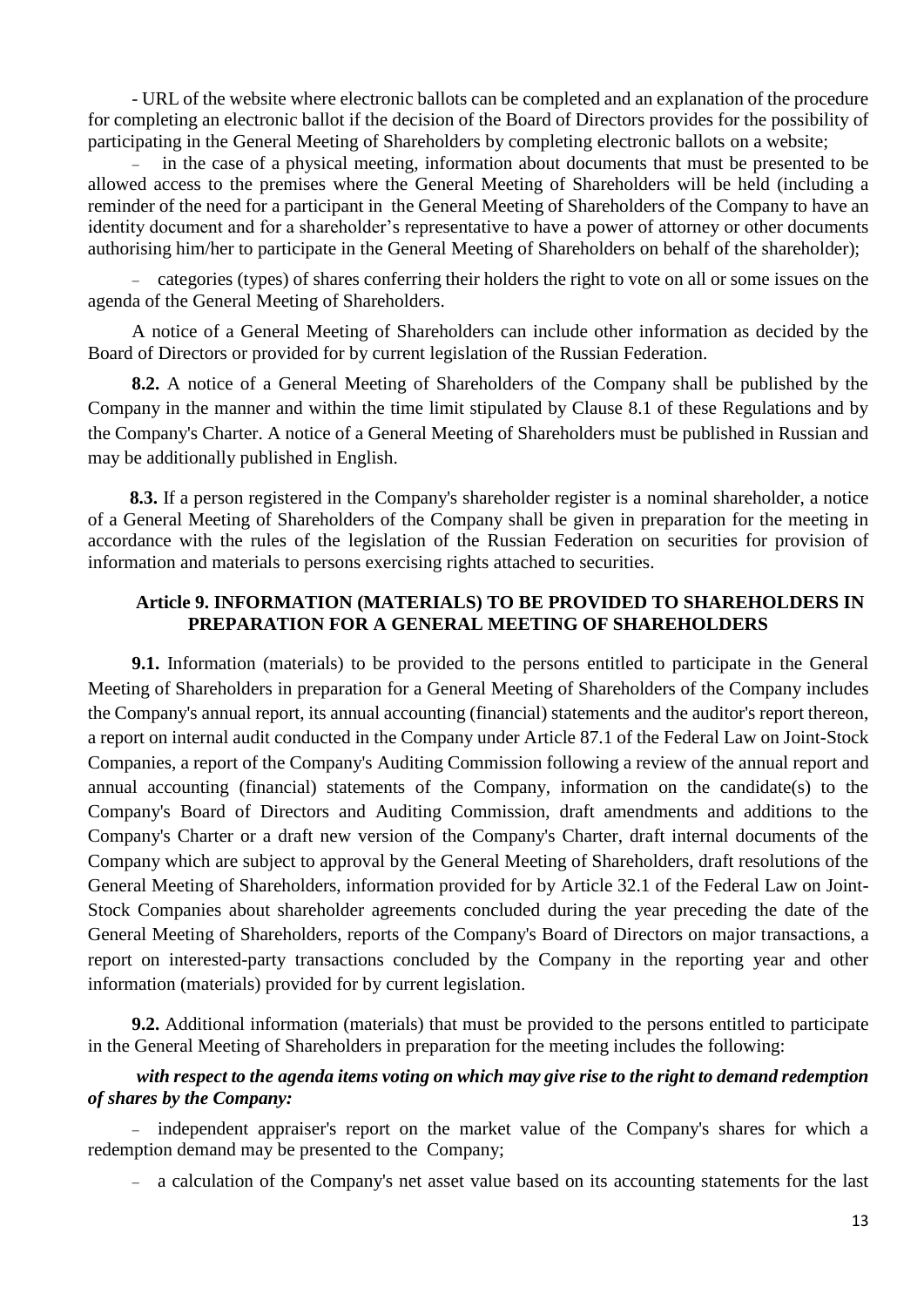- URL of the website where electronic ballots can be completed and an explanation of the procedure for completing an electronic ballot if the decision of the Board of Directors provides for the possibility of participating in the General Meeting of Shareholders by completing electronic ballots on a website;

- in the case of a physical meeting, information about documents that must be presented to be allowed access to the premises where the General Meeting of Shareholders will be held (including a reminder of the need for a participant in the General Meeting of Shareholders of the Company to have an identity document and for a shareholder's representative to have a power of attorney or other documents authorising him/her to participate in the General Meeting of Shareholders on behalf of the shareholder);

- categories (types) of shares conferring their holders the right to vote on all or some issues on the agenda of the General Meeting of Shareholders.

A notice of a General Meeting of Shareholders can include other information as decided by the Board of Directors or provided for by current legislation of the Russian Federation.

**8.2.** A notice of a General Meeting of Shareholders of the Company shall be published by the Company in the manner and within the time limit stipulated by Clause 8.1 of these Regulations and by the Company's Charter. A notice of a General Meeting of Shareholders must be published in Russian and may be additionally published in English.

**8.3.** If a person registered in the Company's shareholder register is a nominal shareholder, a notice of a General Meeting of Shareholders of the Company shall be given in preparation for the meeting in accordance with the rules of the legislation of the Russian Federation on securities for provision of information and materials to persons exercising rights attached to securities.

## Article 9. INFORMATION (MATERIALS) TO BE PROVIDED TO SHAREHOLDERS IN PREPARATION FOR A GENERAL MEETING OF SHAREHOLDERS

**9.1.** Information (materials) to be provided to the persons entitled to participate in the General Meeting of Shareholders in preparation for a General Meeting of Shareholders of the Company includes the Company's annual report, its annual accounting (financial) statements and the auditor's report thereon, a report on internal audit conducted in the Company under Article 87.1 of the Federal Law on Joint-Stock Companies, a report of the Company's Auditing Commission following a review of the annual report and annual accounting (financial) statements of the Company, information on the candidate(s) to the Company's Board of Directors and Auditing Commission, draft amendments and additions to the Company's Charter or a draft new version of the Company's Charter, draft internal documents of the Company which are subject to approval by the General Meeting of Shareholders, draft resolutions of the General Meeting of Shareholders, information provided for by Article 32.1 of the Federal Law on Joint-Stock Companies about shareholder agreements concluded during the year preceding the date of the General Meeting of Shareholders, reports of the Company's Board of Directors on major transactions, a report on interested-party transactions concluded by the Company in the reporting year and other information (materials) provided for by current legislation.

**9.2.** Additional information (materials) that must be provided to the persons entitled to participate in the General Meeting of Shareholders in preparation for the meeting includes the following:

***with respect to the agenda items voting on which may give rise to the right to demand redemption of shares by the Company:***

- independent appraiser's report on the market value of the Company's shares for which a redemption demand may be presented to the Company;

- a calculation of the Company's net asset value based on its accounting statements for the last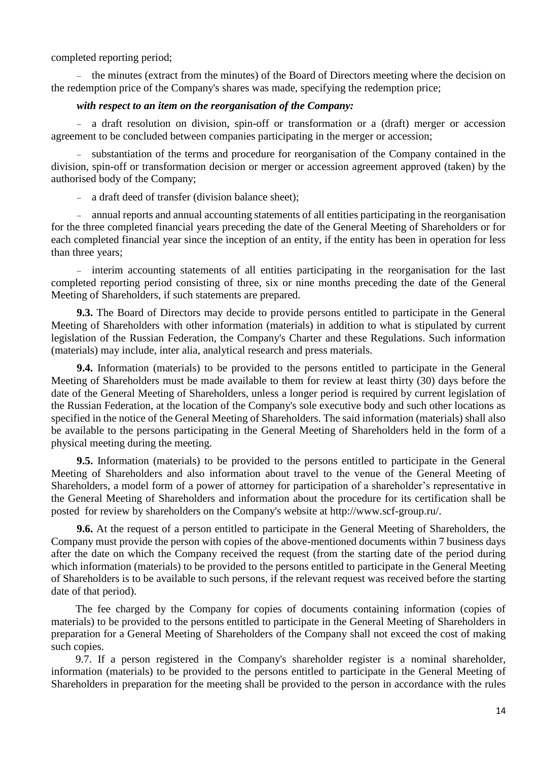completed reporting period;

- the minutes (extract from the minutes) of the Board of Directors meeting where the decision on the redemption price of the Company's shares was made, specifying the redemption price;

***with respect to an item on the reorganisation of the Company:***

- a draft resolution on division, spin-off or transformation or a (draft) merger or accession agreement to be concluded between companies participating in the merger or accession;
- substantiation of the terms and procedure for reorganisation of the Company contained in the division, spin-off or transformation decision or merger or accession agreement approved (taken) by the authorised body of the Company;
- a draft deed of transfer (division balance sheet);
- annual reports and annual accounting statements of all entities participating in the reorganisation for the three completed financial years preceding the date of the General Meeting of Shareholders or for each completed financial year since the inception of an entity, if the entity has been in operation for less than three years;
- interim accounting statements of all entities participating in the reorganisation for the last completed reporting period consisting of three, six or nine months preceding the date of the General Meeting of Shareholders, if such statements are prepared.

**9.3.** The Board of Directors may decide to provide persons entitled to participate in the General Meeting of Shareholders with other information (materials) in addition to what is stipulated by current legislation of the Russian Federation, the Company's Charter and these Regulations. Such information (materials) may include, inter alia, analytical research and press materials.

**9.4.** Information (materials) to be provided to the persons entitled to participate in the General Meeting of Shareholders must be made available to them for review at least thirty (30) days before the date of the General Meeting of Shareholders, unless a longer period is required by current legislation of the Russian Federation, at the location of the Company's sole executive body and such other locations as specified in the notice of the General Meeting of Shareholders. The said information (materials) shall also be available to the persons participating in the General Meeting of Shareholders held in the form of a physical meeting during the meeting.

**9.5.** Information (materials) to be provided to the persons entitled to participate in the General Meeting of Shareholders and also information about travel to the venue of the General Meeting of Shareholders, a model form of a power of attorney for participation of a shareholder's representative in the General Meeting of Shareholders and information about the procedure for its certification shall be posted for review by shareholders on the Company's website at http://www.scf-group.ru/.

**9.6.** At the request of a person entitled to participate in the General Meeting of Shareholders, the Company must provide the person with copies of the above-mentioned documents within 7 business days after the date on which the Company received the request (from the starting date of the period during which information (materials) to be provided to the persons entitled to participate in the General Meeting of Shareholders is to be available to such persons, if the relevant request was received before the starting date of that period).

The fee charged by the Company for copies of documents containing information (copies of materials) to be provided to the persons entitled to participate in the General Meeting of Shareholders in preparation for a General Meeting of Shareholders of the Company shall not exceed the cost of making such copies.

9.7. If a person registered in the Company's shareholder register is a nominal shareholder, information (materials) to be provided to the persons entitled to participate in the General Meeting of Shareholders in preparation for the meeting shall be provided to the person in accordance with the rules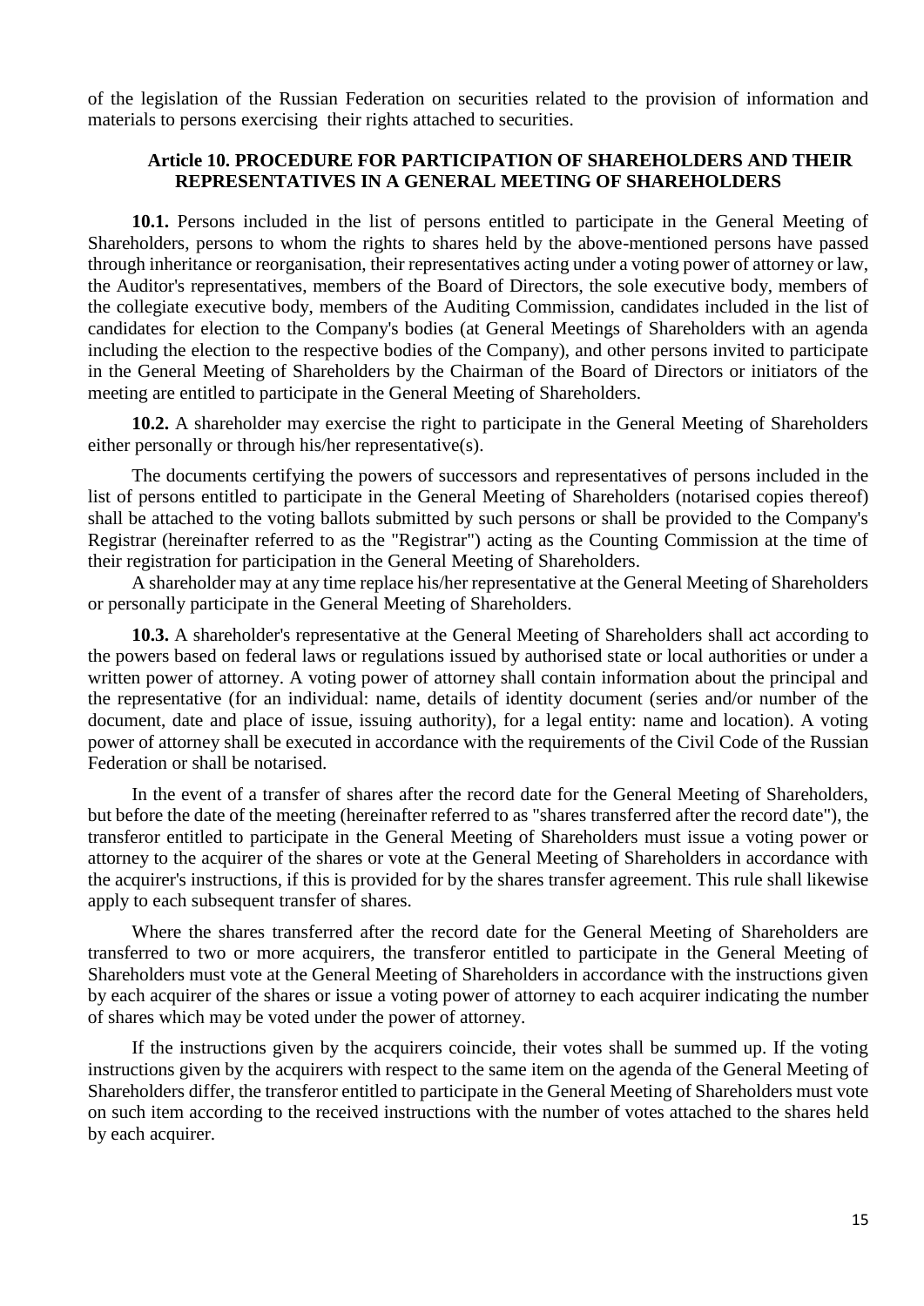of the legislation of the Russian Federation on securities related to the provision of information and materials to persons exercising their rights attached to securities.

## Article 10. PROCEDURE FOR PARTICIPATION OF SHAREHOLDERS AND THEIR REPRESENTATIVES IN A GENERAL MEETING OF SHAREHOLDERS

**10.1.** Persons included in the list of persons entitled to participate in the General Meeting of Shareholders, persons to whom the rights to shares held by the above-mentioned persons have passed through inheritance or reorganisation, their representatives acting under a voting power of attorney or law, the Auditor's representatives, members of the Board of Directors, the sole executive body, members of the collegiate executive body, members of the Auditing Commission, candidates included in the list of candidates for election to the Company's bodies (at General Meetings of Shareholders with an agenda including the election to the respective bodies of the Company), and other persons invited to participate in the General Meeting of Shareholders by the Chairman of the Board of Directors or initiators of the meeting are entitled to participate in the General Meeting of Shareholders.

**10.2.** A shareholder may exercise the right to participate in the General Meeting of Shareholders either personally or through his/her representative(s).

The documents certifying the powers of successors and representatives of persons included in the list of persons entitled to participate in the General Meeting of Shareholders (notarised copies thereof) shall be attached to the voting ballots submitted by such persons or shall be provided to the Company's Registrar (hereinafter referred to as the "Registrar") acting as the Counting Commission at the time of their registration for participation in the General Meeting of Shareholders.

A shareholder may at any time replace his/her representative at the General Meeting of Shareholders or personally participate in the General Meeting of Shareholders.

**10.3.** A shareholder's representative at the General Meeting of Shareholders shall act according to the powers based on federal laws or regulations issued by authorised state or local authorities or under a written power of attorney. A voting power of attorney shall contain information about the principal and the representative (for an individual: name, details of identity document (series and/or number of the document, date and place of issue, issuing authority), for a legal entity: name and location). A voting power of attorney shall be executed in accordance with the requirements of the Civil Code of the Russian Federation or shall be notarised.

In the event of a transfer of shares after the record date for the General Meeting of Shareholders, but before the date of the meeting (hereinafter referred to as "shares transferred after the record date"), the transferor entitled to participate in the General Meeting of Shareholders must issue a voting power or attorney to the acquirer of the shares or vote at the General Meeting of Shareholders in accordance with the acquirer's instructions, if this is provided for by the shares transfer agreement. This rule shall likewise apply to each subsequent transfer of shares.

Where the shares transferred after the record date for the General Meeting of Shareholders are transferred to two or more acquirers, the transferor entitled to participate in the General Meeting of Shareholders must vote at the General Meeting of Shareholders in accordance with the instructions given by each acquirer of the shares or issue a voting power of attorney to each acquirer indicating the number of shares which may be voted under the power of attorney.

If the instructions given by the acquirers coincide, their votes shall be summed up. If the voting instructions given by the acquirers with respect to the same item on the agenda of the General Meeting of Shareholders differ, the transferor entitled to participate in the General Meeting of Shareholders must vote on such item according to the received instructions with the number of votes attached to the shares held by each acquirer.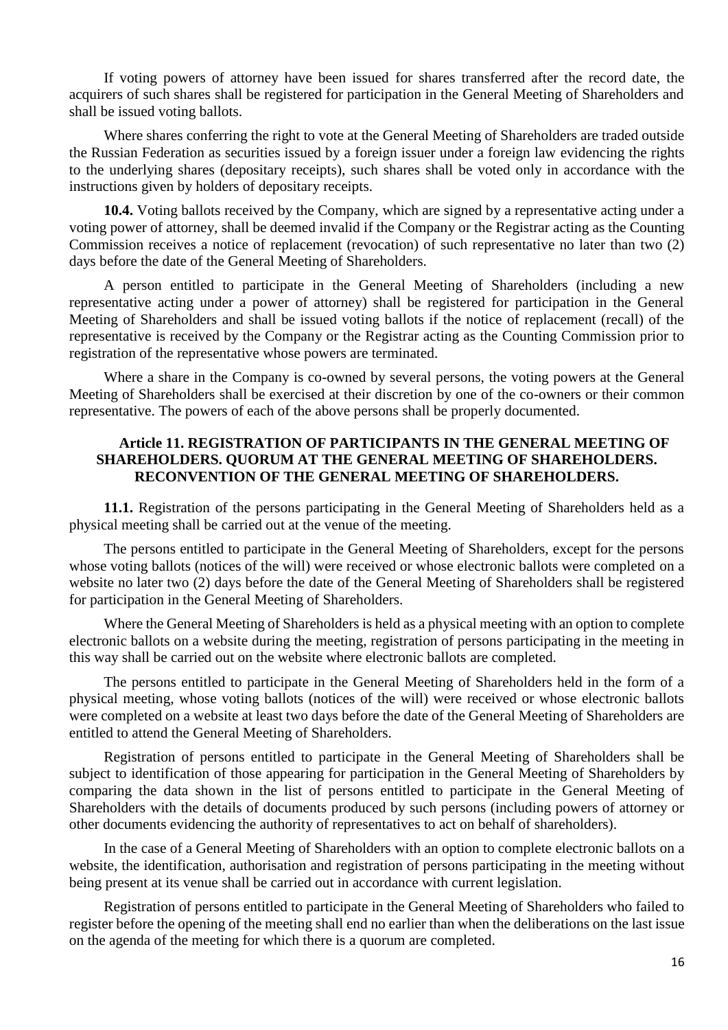If voting powers of attorney have been issued for shares transferred after the record date, the acquirers of such shares shall be registered for participation in the General Meeting of Shareholders and shall be issued voting ballots.

Where shares conferring the right to vote at the General Meeting of Shareholders are traded outside the Russian Federation as securities issued by a foreign issuer under a foreign law evidencing the rights to the underlying shares (depositary receipts), such shares shall be voted only in accordance with the instructions given by holders of depositary receipts.

**10.4.** Voting ballots received by the Company, which are signed by a representative acting under a voting power of attorney, shall be deemed invalid if the Company or the Registrar acting as the Counting Commission receives a notice of replacement (revocation) of such representative no later than two (2) days before the date of the General Meeting of Shareholders.

A person entitled to participate in the General Meeting of Shareholders (including a new representative acting under a power of attorney) shall be registered for participation in the General Meeting of Shareholders and shall be issued voting ballots if the notice of replacement (recall) of the representative is received by the Company or the Registrar acting as the Counting Commission prior to registration of the representative whose powers are terminated.

Where a share in the Company is co-owned by several persons, the voting powers at the General Meeting of Shareholders shall be exercised at their discretion by one of the co-owners or their common representative. The powers of each of the above persons shall be properly documented.

## Article 11. REGISTRATION OF PARTICIPANTS IN THE GENERAL MEETING OF SHAREHOLDERS. QUORUM AT THE GENERAL MEETING OF SHAREHOLDERS. RECONVENTION OF THE GENERAL MEETING OF SHAREHOLDERS.

**11.1.** Registration of the persons participating in the General Meeting of Shareholders held as a physical meeting shall be carried out at the venue of the meeting.

The persons entitled to participate in the General Meeting of Shareholders, except for the persons whose voting ballots (notices of the will) were received or whose electronic ballots were completed on a website no later two (2) days before the date of the General Meeting of Shareholders shall be registered for participation in the General Meeting of Shareholders.

Where the General Meeting of Shareholders is held as a physical meeting with an option to complete electronic ballots on a website during the meeting, registration of persons participating in the meeting in this way shall be carried out on the website where electronic ballots are completed.

The persons entitled to participate in the General Meeting of Shareholders held in the form of a physical meeting, whose voting ballots (notices of the will) were received or whose electronic ballots were completed on a website at least two days before the date of the General Meeting of Shareholders are entitled to attend the General Meeting of Shareholders.

Registration of persons entitled to participate in the General Meeting of Shareholders shall be subject to identification of those appearing for participation in the General Meeting of Shareholders by comparing the data shown in the list of persons entitled to participate in the General Meeting of Shareholders with the details of documents produced by such persons (including powers of attorney or other documents evidencing the authority of representatives to act on behalf of shareholders).

In the case of a General Meeting of Shareholders with an option to complete electronic ballots on a website, the identification, authorisation and registration of persons participating in the meeting without being present at its venue shall be carried out in accordance with current legislation.

Registration of persons entitled to participate in the General Meeting of Shareholders who failed to register before the opening of the meeting shall end no earlier than when the deliberations on the last issue on the agenda of the meeting for which there is a quorum are completed.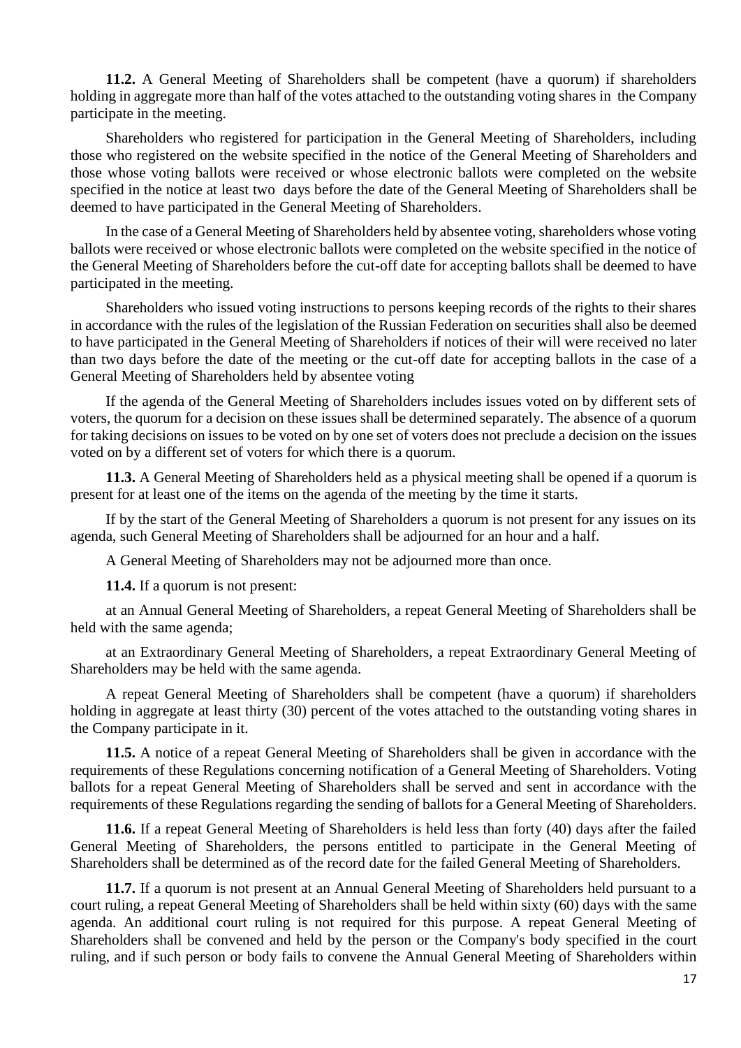**11.2.** A General Meeting of Shareholders shall be competent (have a quorum) if shareholders holding in aggregate more than half of the votes attached to the outstanding voting shares in the Company participate in the meeting.

Shareholders who registered for participation in the General Meeting of Shareholders, including those who registered on the website specified in the notice of the General Meeting of Shareholders and those whose voting ballots were received or whose electronic ballots were completed on the website specified in the notice at least two days before the date of the General Meeting of Shareholders shall be deemed to have participated in the General Meeting of Shareholders.

In the case of a General Meeting of Shareholders held by absentee voting, shareholders whose voting ballots were received or whose electronic ballots were completed on the website specified in the notice of the General Meeting of Shareholders before the cut-off date for accepting ballots shall be deemed to have participated in the meeting.

Shareholders who issued voting instructions to persons keeping records of the rights to their shares in accordance with the rules of the legislation of the Russian Federation on securities shall also be deemed to have participated in the General Meeting of Shareholders if notices of their will were received no later than two days before the date of the meeting or the cut-off date for accepting ballots in the case of a General Meeting of Shareholders held by absentee voting

If the agenda of the General Meeting of Shareholders includes issues voted on by different sets of voters, the quorum for a decision on these issues shall be determined separately. The absence of a quorum for taking decisions on issues to be voted on by one set of voters does not preclude a decision on the issues voted on by a different set of voters for which there is a quorum.

**11.3.** A General Meeting of Shareholders held as a physical meeting shall be opened if a quorum is present for at least one of the items on the agenda of the meeting by the time it starts.

If by the start of the General Meeting of Shareholders a quorum is not present for any issues on its agenda, such General Meeting of Shareholders shall be adjourned for an hour and a half.

A General Meeting of Shareholders may not be adjourned more than once.

**11.4.** If a quorum is not present:

at an Annual General Meeting of Shareholders, a repeat General Meeting of Shareholders shall be held with the same agenda;

at an Extraordinary General Meeting of Shareholders, a repeat Extraordinary General Meeting of Shareholders may be held with the same agenda.

A repeat General Meeting of Shareholders shall be competent (have a quorum) if shareholders holding in aggregate at least thirty (30) percent of the votes attached to the outstanding voting shares in the Company participate in it.

**11.5.** A notice of a repeat General Meeting of Shareholders shall be given in accordance with the requirements of these Regulations concerning notification of a General Meeting of Shareholders. Voting ballots for a repeat General Meeting of Shareholders shall be served and sent in accordance with the requirements of these Regulations regarding the sending of ballots for a General Meeting of Shareholders.

**11.6.** If a repeat General Meeting of Shareholders is held less than forty (40) days after the failed General Meeting of Shareholders, the persons entitled to participate in the General Meeting of Shareholders shall be determined as of the record date for the failed General Meeting of Shareholders.

**11.7.** If a quorum is not present at an Annual General Meeting of Shareholders held pursuant to a court ruling, a repeat General Meeting of Shareholders shall be held within sixty (60) days with the same agenda. An additional court ruling is not required for this purpose. A repeat General Meeting of Shareholders shall be convened and held by the person or the Company's body specified in the court ruling, and if such person or body fails to convene the Annual General Meeting of Shareholders within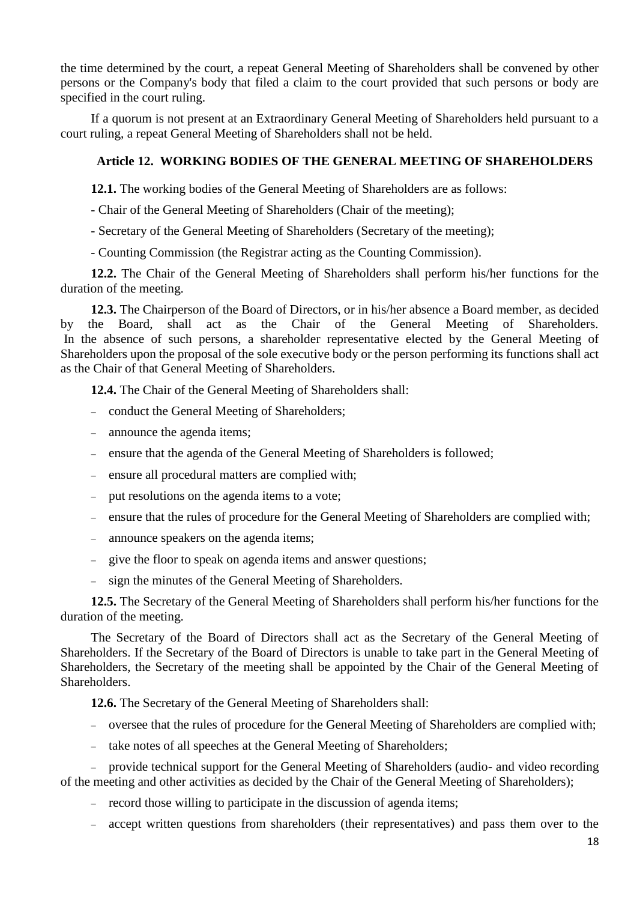the time determined by the court, a repeat General Meeting of Shareholders shall be convened by other persons or the Company's body that filed a claim to the court provided that such persons or body are specified in the court ruling.

If a quorum is not present at an Extraordinary General Meeting of Shareholders held pursuant to a court ruling, a repeat General Meeting of Shareholders shall not be held.

## Article 12. WORKING BODIES OF THE GENERAL MEETING OF SHAREHOLDERS

**12.1.** The working bodies of the General Meeting of Shareholders are as follows:

- Chair of the General Meeting of Shareholders (Chair of the meeting);
- Secretary of the General Meeting of Shareholders (Secretary of the meeting);
- Counting Commission (the Registrar acting as the Counting Commission).

**12.2.** The Chair of the General Meeting of Shareholders shall perform his/her functions for the duration of the meeting.

**12.3.** The Chairperson of the Board of Directors, or in his/her absence a Board member, as decided by the Board, shall act as the Chair of the General Meeting of Shareholders. In the absence of such persons, a shareholder representative elected by the General Meeting of Shareholders upon the proposal of the sole executive body or the person performing its functions shall act as the Chair of that General Meeting of Shareholders.

**12.4.** The Chair of the General Meeting of Shareholders shall:

- conduct the General Meeting of Shareholders;
- announce the agenda items;
- ensure that the agenda of the General Meeting of Shareholders is followed;
- ensure all procedural matters are complied with;
- put resolutions on the agenda items to a vote;
- ensure that the rules of procedure for the General Meeting of Shareholders are complied with;
- announce speakers on the agenda items;
- give the floor to speak on agenda items and answer questions;
- sign the minutes of the General Meeting of Shareholders.

**12.5.** The Secretary of the General Meeting of Shareholders shall perform his/her functions for the duration of the meeting.

The Secretary of the Board of Directors shall act as the Secretary of the General Meeting of Shareholders. If the Secretary of the Board of Directors is unable to take part in the General Meeting of Shareholders, the Secretary of the meeting shall be appointed by the Chair of the General Meeting of Shareholders.

**12.6.** The Secretary of the General Meeting of Shareholders shall:

- oversee that the rules of procedure for the General Meeting of Shareholders are complied with;
- take notes of all speeches at the General Meeting of Shareholders;
- provide technical support for the General Meeting of Shareholders (audio- and video recording of the meeting and other activities as decided by the Chair of the General Meeting of Shareholders);
- record those willing to participate in the discussion of agenda items;
- accept written questions from shareholders (their representatives) and pass them over to the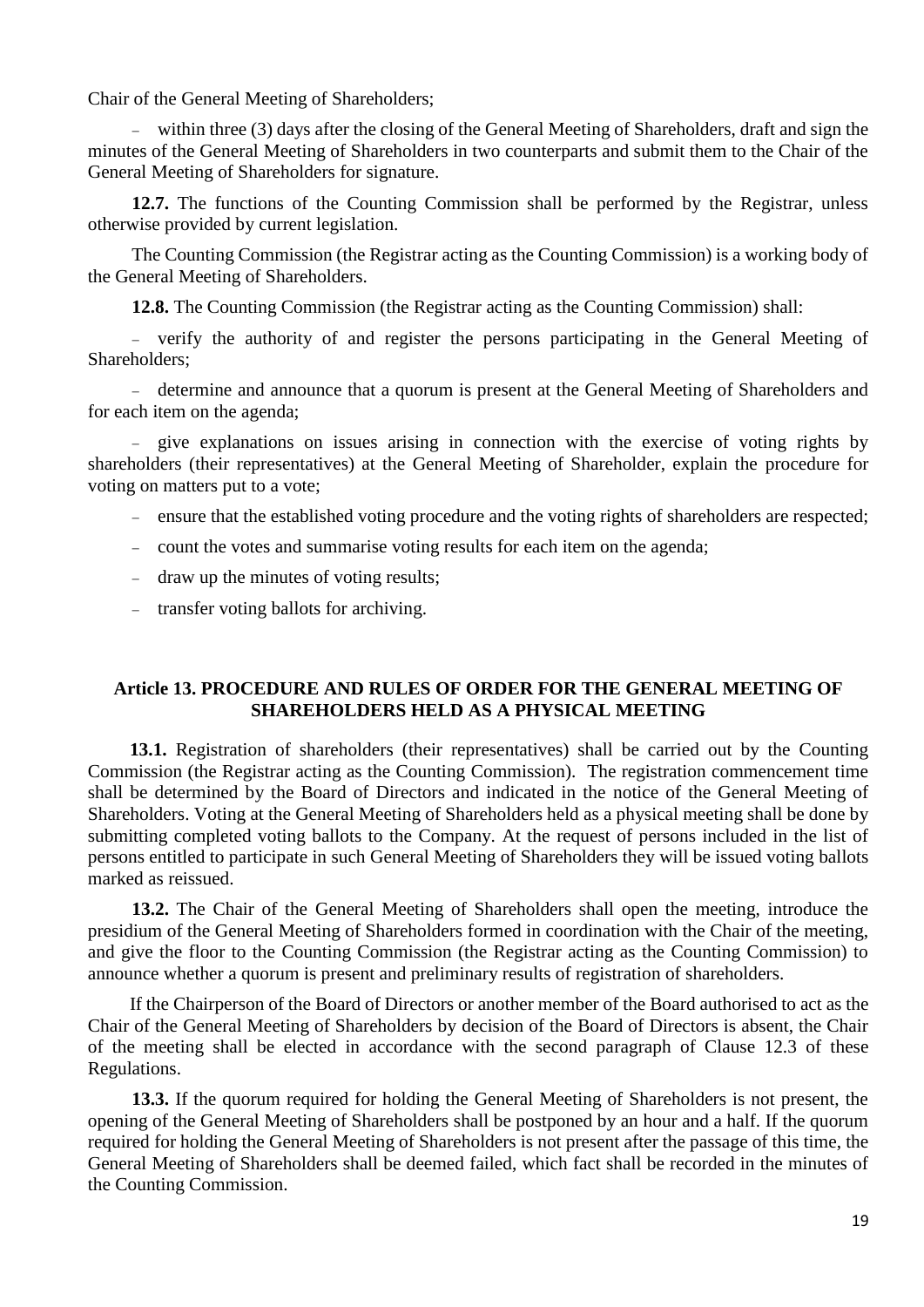Chair of the General Meeting of Shareholders;

- within three (3) days after the closing of the General Meeting of Shareholders, draft and sign the minutes of the General Meeting of Shareholders in two counterparts and submit them to the Chair of the General Meeting of Shareholders for signature.

**12.7.** The functions of the Counting Commission shall be performed by the Registrar, unless otherwise provided by current legislation.

The Counting Commission (the Registrar acting as the Counting Commission) is a working body of the General Meeting of Shareholders.

**12.8.** The Counting Commission (the Registrar acting as the Counting Commission) shall:

- verify the authority of and register the persons participating in the General Meeting of Shareholders;
- determine and announce that a quorum is present at the General Meeting of Shareholders and for each item on the agenda;
- give explanations on issues arising in connection with the exercise of voting rights by shareholders (their representatives) at the General Meeting of Shareholder, explain the procedure for voting on matters put to a vote;
- ensure that the established voting procedure and the voting rights of shareholders are respected;
- count the votes and summarise voting results for each item on the agenda;
- draw up the minutes of voting results;
- transfer voting ballots for archiving.

## Article 13. PROCEDURE AND RULES OF ORDER FOR THE GENERAL MEETING OF SHAREHOLDERS HELD AS A PHYSICAL MEETING

**13.1.** Registration of shareholders (their representatives) shall be carried out by the Counting Commission (the Registrar acting as the Counting Commission). The registration commencement time shall be determined by the Board of Directors and indicated in the notice of the General Meeting of Shareholders. Voting at the General Meeting of Shareholders held as a physical meeting shall be done by submitting completed voting ballots to the Company. At the request of persons included in the list of persons entitled to participate in such General Meeting of Shareholders they will be issued voting ballots marked as reissued.

**13.2.** The Chair of the General Meeting of Shareholders shall open the meeting, introduce the presidium of the General Meeting of Shareholders formed in coordination with the Chair of the meeting, and give the floor to the Counting Commission (the Registrar acting as the Counting Commission) to announce whether a quorum is present and preliminary results of registration of shareholders.

If the Chairperson of the Board of Directors or another member of the Board authorised to act as the Chair of the General Meeting of Shareholders by decision of the Board of Directors is absent, the Chair of the meeting shall be elected in accordance with the second paragraph of Clause 12.3 of these Regulations.

**13.3.** If the quorum required for holding the General Meeting of Shareholders is not present, the opening of the General Meeting of Shareholders shall be postponed by an hour and a half. If the quorum required for holding the General Meeting of Shareholders is not present after the passage of this time, the General Meeting of Shareholders shall be deemed failed, which fact shall be recorded in the minutes of the Counting Commission.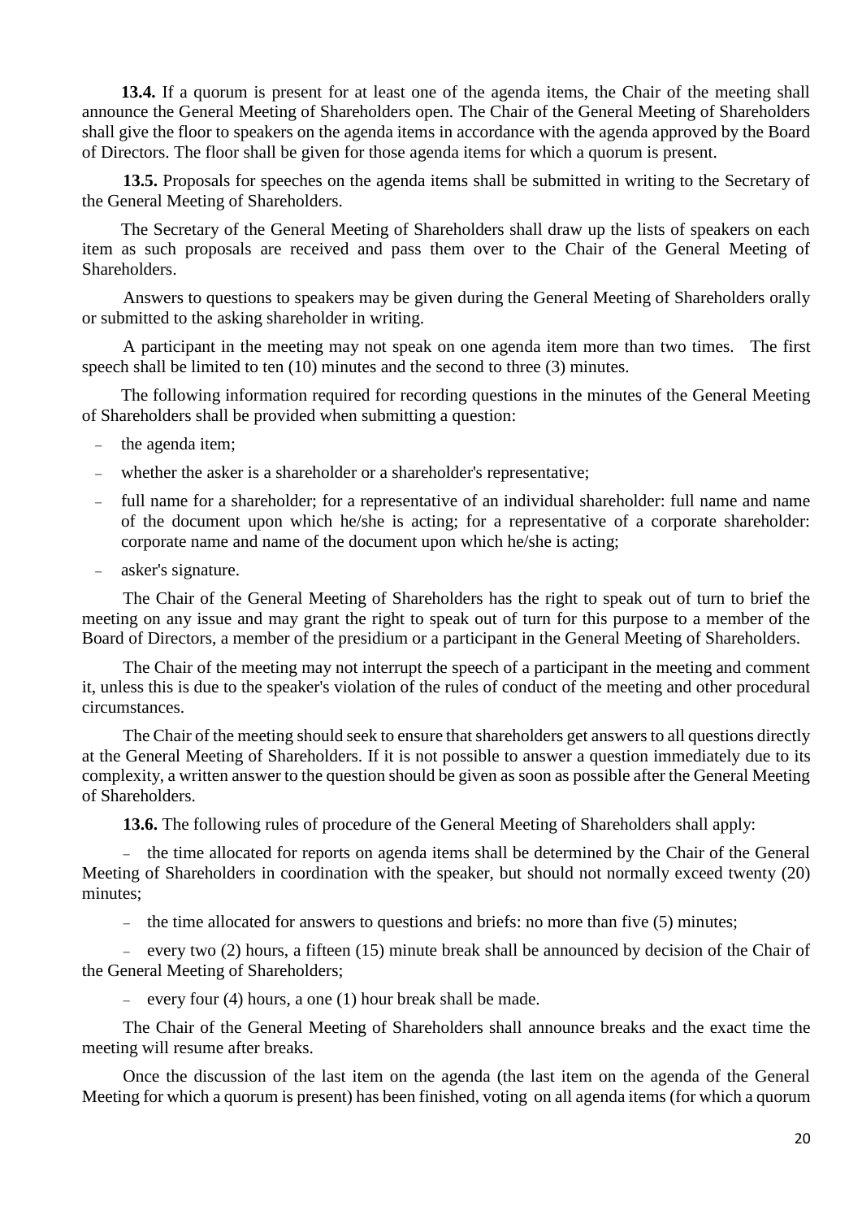**13.4.** If a quorum is present for at least one of the agenda items, the Chair of the meeting shall announce the General Meeting of Shareholders open. The Chair of the General Meeting of Shareholders shall give the floor to speakers on the agenda items in accordance with the agenda approved by the Board of Directors. The floor shall be given for those agenda items for which a quorum is present.

**13.5.** Proposals for speeches on the agenda items shall be submitted in writing to the Secretary of the General Meeting of Shareholders.

The Secretary of the General Meeting of Shareholders shall draw up the lists of speakers on each item as such proposals are received and pass them over to the Chair of the General Meeting of Shareholders.

Answers to questions to speakers may be given during the General Meeting of Shareholders orally or submitted to the asking shareholder in writing.

A participant in the meeting may not speak on one agenda item more than two times. The first speech shall be limited to ten (10) minutes and the second to three (3) minutes.

The following information required for recording questions in the minutes of the General Meeting of Shareholders shall be provided when submitting a question:

- the agenda item;
- whether the asker is a shareholder or a shareholder's representative;
- full name for a shareholder; for a representative of an individual shareholder: full name and name of the document upon which he/she is acting; for a representative of a corporate shareholder: corporate name and name of the document upon which he/she is acting;
- asker's signature.

The Chair of the General Meeting of Shareholders has the right to speak out of turn to brief the meeting on any issue and may grant the right to speak out of turn for this purpose to a member of the Board of Directors, a member of the presidium or a participant in the General Meeting of Shareholders.

The Chair of the meeting may not interrupt the speech of a participant in the meeting and comment it, unless this is due to the speaker's violation of the rules of conduct of the meeting and other procedural circumstances.

The Chair of the meeting should seek to ensure that shareholders get answers to all questions directly at the General Meeting of Shareholders. If it is not possible to answer a question immediately due to its complexity, a written answer to the question should be given as soon as possible after the General Meeting of Shareholders.

**13.6.** The following rules of procedure of the General Meeting of Shareholders shall apply:

- the time allocated for reports on agenda items shall be determined by the Chair of the General Meeting of Shareholders in coordination with the speaker, but should not normally exceed twenty (20) minutes;
- the time allocated for answers to questions and briefs: no more than five (5) minutes;
- every two (2) hours, a fifteen (15) minute break shall be announced by decision of the Chair of the General Meeting of Shareholders;
- every four (4) hours, a one (1) hour break shall be made.

The Chair of the General Meeting of Shareholders shall announce breaks and the exact time the meeting will resume after breaks.

Once the discussion of the last item on the agenda (the last item on the agenda of the General Meeting for which a quorum is present) has been finished, voting on all agenda items (for which a quorum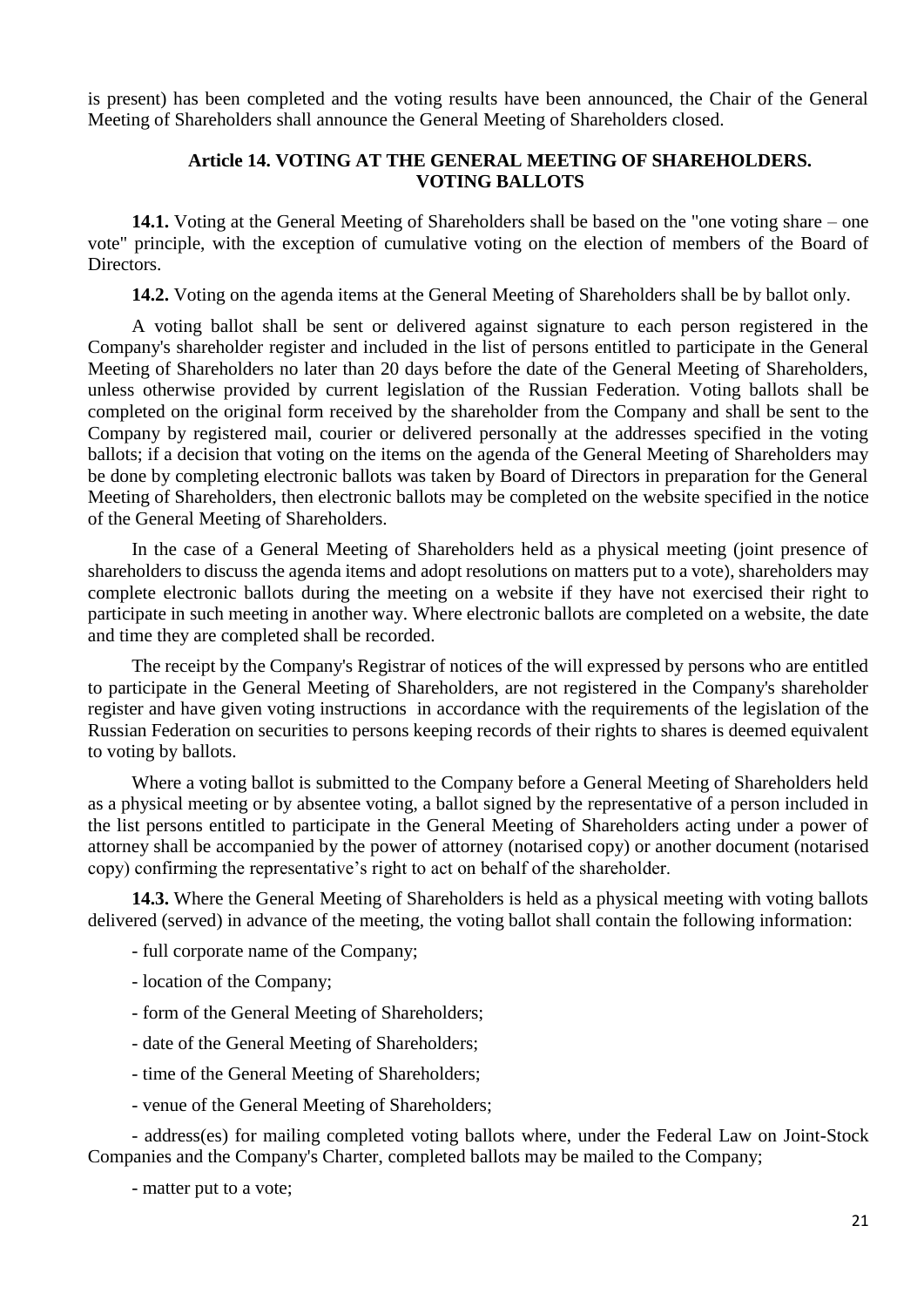is present) has been completed and the voting results have been announced, the Chair of the General Meeting of Shareholders shall announce the General Meeting of Shareholders closed.

### Article 14. VOTING AT THE GENERAL MEETING OF SHAREHOLDERS. VOTING BALLOTS

**14.1.** Voting at the General Meeting of Shareholders shall be based on the "one voting share – one vote" principle, with the exception of cumulative voting on the election of members of the Board of Directors.

**14.2.** Voting on the agenda items at the General Meeting of Shareholders shall be by ballot only.

A voting ballot shall be sent or delivered against signature to each person registered in the Company's shareholder register and included in the list of persons entitled to participate in the General Meeting of Shareholders no later than 20 days before the date of the General Meeting of Shareholders, unless otherwise provided by current legislation of the Russian Federation. Voting ballots shall be completed on the original form received by the shareholder from the Company and shall be sent to the Company by registered mail, courier or delivered personally at the addresses specified in the voting ballots; if a decision that voting on the items on the agenda of the General Meeting of Shareholders may be done by completing electronic ballots was taken by Board of Directors in preparation for the General Meeting of Shareholders, then electronic ballots may be completed on the website specified in the notice of the General Meeting of Shareholders.

In the case of a General Meeting of Shareholders held as a physical meeting (joint presence of shareholders to discuss the agenda items and adopt resolutions on matters put to a vote), shareholders may complete electronic ballots during the meeting on a website if they have not exercised their right to participate in such meeting in another way. Where electronic ballots are completed on a website, the date and time they are completed shall be recorded.

The receipt by the Company's Registrar of notices of the will expressed by persons who are entitled to participate in the General Meeting of Shareholders, are not registered in the Company's shareholder register and have given voting instructions in accordance with the requirements of the legislation of the Russian Federation on securities to persons keeping records of their rights to shares is deemed equivalent to voting by ballots.

Where a voting ballot is submitted to the Company before a General Meeting of Shareholders held as a physical meeting or by absentee voting, a ballot signed by the representative of a person included in the list persons entitled to participate in the General Meeting of Shareholders acting under a power of attorney shall be accompanied by the power of attorney (notarised copy) or another document (notarised copy) confirming the representative's right to act on behalf of the shareholder.

**14.3.** Where the General Meeting of Shareholders is held as a physical meeting with voting ballots delivered (served) in advance of the meeting, the voting ballot shall contain the following information:

- full corporate name of the Company;
- location of the Company;
- form of the General Meeting of Shareholders;
- date of the General Meeting of Shareholders;
- time of the General Meeting of Shareholders;
- venue of the General Meeting of Shareholders;
- address(es) for mailing completed voting ballots where, under the Federal Law on Joint-Stock Companies and the Company's Charter, completed ballots may be mailed to the Company;
- matter put to a vote;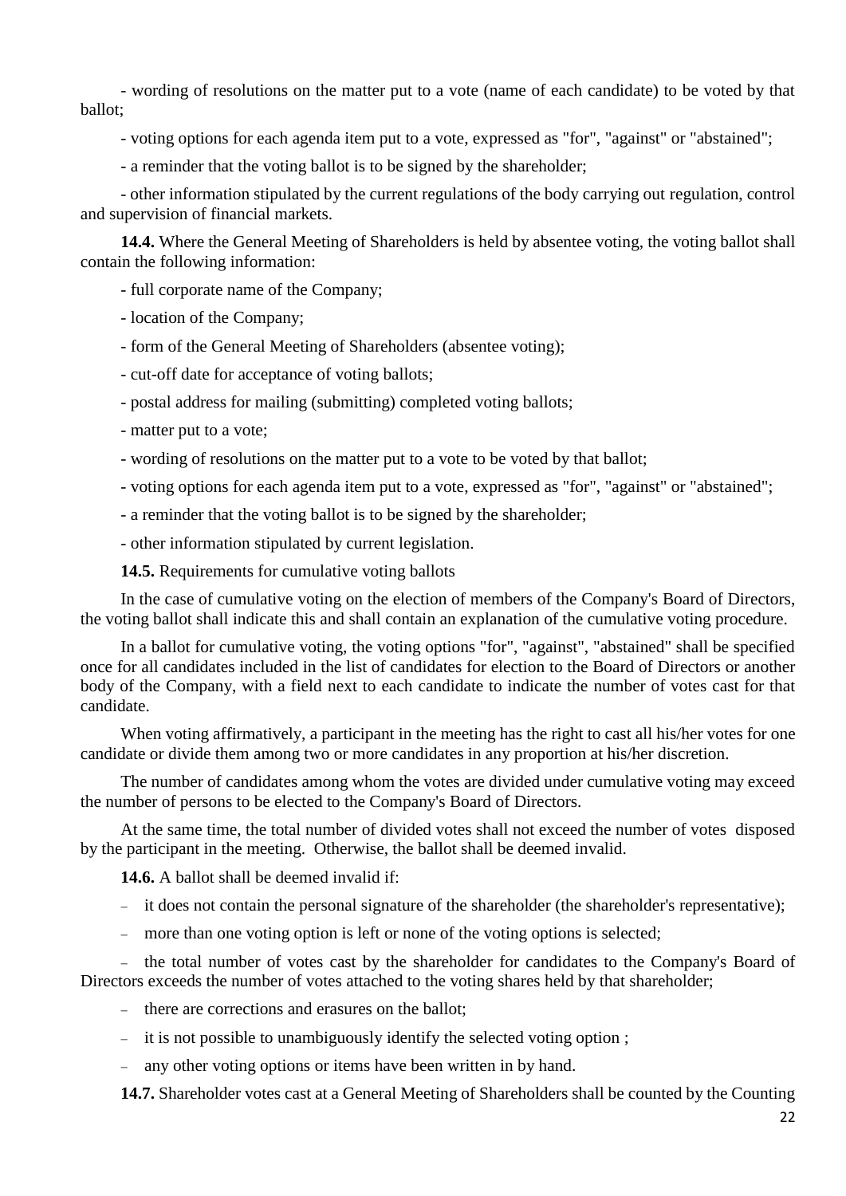- wording of resolutions on the matter put to a vote (name of each candidate) to be voted by that ballot;

- voting options for each agenda item put to a vote, expressed as "for", "against" or "abstained";

- a reminder that the voting ballot is to be signed by the shareholder;

- other information stipulated by the current regulations of the body carrying out regulation, control and supervision of financial markets.

**14.4.** Where the General Meeting of Shareholders is held by absentee voting, the voting ballot shall contain the following information:

- full corporate name of the Company;

- location of the Company;

- form of the General Meeting of Shareholders (absentee voting);

- cut-off date for acceptance of voting ballots;

- postal address for mailing (submitting) completed voting ballots;

- matter put to a vote;

- wording of resolutions on the matter put to a vote to be voted by that ballot;

- voting options for each agenda item put to a vote, expressed as "for", "against" or "abstained";

- a reminder that the voting ballot is to be signed by the shareholder;

- other information stipulated by current legislation.

**14.5.** Requirements for cumulative voting ballots

In the case of cumulative voting on the election of members of the Company's Board of Directors, the voting ballot shall indicate this and shall contain an explanation of the cumulative voting procedure.

In a ballot for cumulative voting, the voting options "for", "against", "abstained" shall be specified once for all candidates included in the list of candidates for election to the Board of Directors or another body of the Company, with a field next to each candidate to indicate the number of votes cast for that candidate.

When voting affirmatively, a participant in the meeting has the right to cast all his/her votes for one candidate or divide them among two or more candidates in any proportion at his/her discretion.

The number of candidates among whom the votes are divided under cumulative voting may exceed the number of persons to be elected to the Company's Board of Directors.

At the same time, the total number of divided votes shall not exceed the number of votes disposed by the participant in the meeting. Otherwise, the ballot shall be deemed invalid.

**14.6.** A ballot shall be deemed invalid if:

- it does not contain the personal signature of the shareholder (the shareholder's representative);
- more than one voting option is left or none of the voting options is selected;
- the total number of votes cast by the shareholder for candidates to the Company's Board of Directors exceeds the number of votes attached to the voting shares held by that shareholder;
- there are corrections and erasures on the ballot;
- it is not possible to unambiguously identify the selected voting option ;
- any other voting options or items have been written in by hand.

**14.7.** Shareholder votes cast at a General Meeting of Shareholders shall be counted by the Counting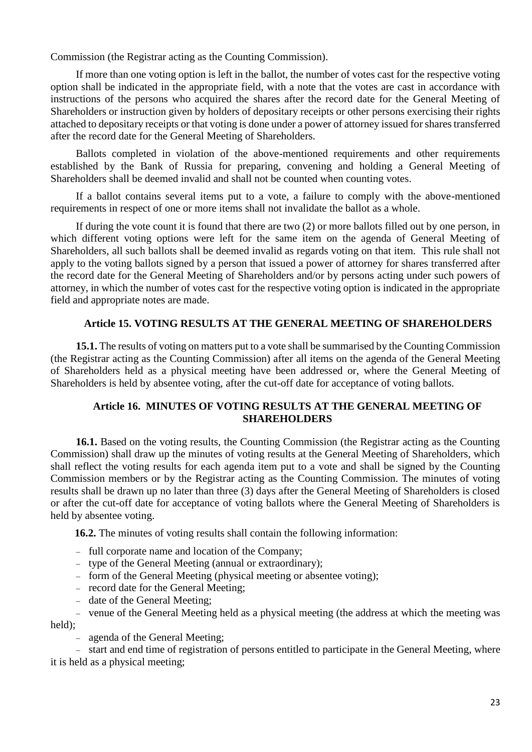Commission (the Registrar acting as the Counting Commission).

If more than one voting option is left in the ballot, the number of votes cast for the respective voting option shall be indicated in the appropriate field, with a note that the votes are cast in accordance with instructions of the persons who acquired the shares after the record date for the General Meeting of Shareholders or instruction given by holders of depositary receipts or other persons exercising their rights attached to depositary receipts or that voting is done under a power of attorney issued for shares transferred after the record date for the General Meeting of Shareholders.

Ballots completed in violation of the above-mentioned requirements and other requirements established by the Bank of Russia for preparing, convening and holding a General Meeting of Shareholders shall be deemed invalid and shall not be counted when counting votes.

If a ballot contains several items put to a vote, a failure to comply with the above-mentioned requirements in respect of one or more items shall not invalidate the ballot as a whole.

If during the vote count it is found that there are two (2) or more ballots filled out by one person, in which different voting options were left for the same item on the agenda of General Meeting of Shareholders, all such ballots shall be deemed invalid as regards voting on that item. This rule shall not apply to the voting ballots signed by a person that issued a power of attorney for shares transferred after the record date for the General Meeting of Shareholders and/or by persons acting under such powers of attorney, in which the number of votes cast for the respective voting option is indicated in the appropriate field and appropriate notes are made.

## Article 15. VOTING RESULTS AT THE GENERAL MEETING OF SHAREHOLDERS

**15.1.** The results of voting on matters put to a vote shall be summarised by the Counting Commission (the Registrar acting as the Counting Commission) after all items on the agenda of the General Meeting of Shareholders held as a physical meeting have been addressed or, where the General Meeting of Shareholders is held by absentee voting, after the cut-off date for acceptance of voting ballots.

## Article 16. MINUTES OF VOTING RESULTS AT THE GENERAL MEETING OF SHAREHOLDERS

**16.1.** Based on the voting results, the Counting Commission (the Registrar acting as the Counting Commission) shall draw up the minutes of voting results at the General Meeting of Shareholders, which shall reflect the voting results for each agenda item put to a vote and shall be signed by the Counting Commission members or by the Registrar acting as the Counting Commission. The minutes of voting results shall be drawn up no later than three (3) days after the General Meeting of Shareholders is closed or after the cut-off date for acceptance of voting ballots where the General Meeting of Shareholders is held by absentee voting.

**16.2.** The minutes of voting results shall contain the following information:

- full corporate name and location of the Company;
- type of the General Meeting (annual or extraordinary);
- form of the General Meeting (physical meeting or absentee voting);
- record date for the General Meeting;
- date of the General Meeting;
- venue of the General Meeting held as a physical meeting (the address at which the meeting was held);
- agenda of the General Meeting;
- start and end time of registration of persons entitled to participate in the General Meeting, where it is held as a physical meeting;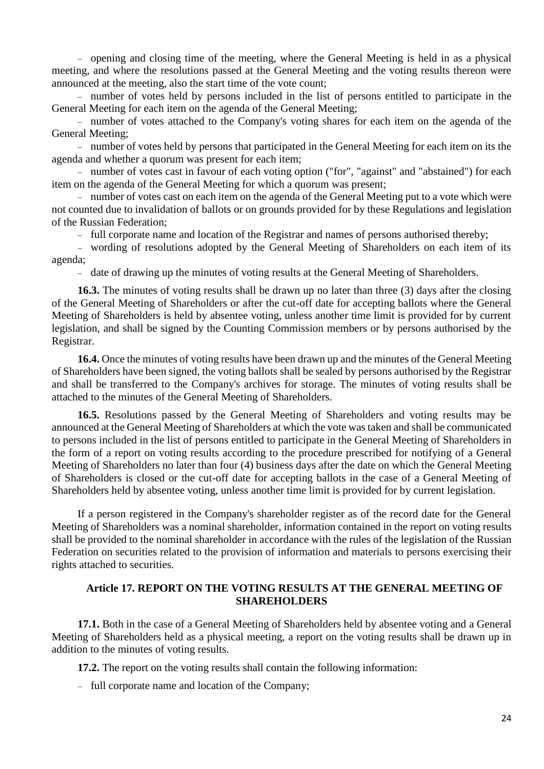- opening and closing time of the meeting, where the General Meeting is held in as a physical meeting, and where the resolutions passed at the General Meeting and the voting results thereon were announced at the meeting, also the start time of the vote count;
- number of votes held by persons included in the list of persons entitled to participate in the General Meeting for each item on the agenda of the General Meeting;
- number of votes attached to the Company's voting shares for each item on the agenda of the General Meeting;
- number of votes held by persons that participated in the General Meeting for each item on its the agenda and whether a quorum was present for each item;
- number of votes cast in favour of each voting option ("for", "against" and "abstained") for each item on the agenda of the General Meeting for which a quorum was present;
- number of votes cast on each item on the agenda of the General Meeting put to a vote which were not counted due to invalidation of ballots or on grounds provided for by these Regulations and legislation of the Russian Federation;
- full corporate name and location of the Registrar and names of persons authorised thereby;
- wording of resolutions adopted by the General Meeting of Shareholders on each item of its agenda;
- date of drawing up the minutes of voting results at the General Meeting of Shareholders.

**16.3.** The minutes of voting results shall be drawn up no later than three (3) days after the closing of the General Meeting of Shareholders or after the cut-off date for accepting ballots where the General Meeting of Shareholders is held by absentee voting, unless another time limit is provided for by current legislation, and shall be signed by the Counting Commission members or by persons authorised by the Registrar.

**16.4.** Once the minutes of voting results have been drawn up and the minutes of the General Meeting of Shareholders have been signed, the voting ballots shall be sealed by persons authorised by the Registrar and shall be transferred to the Company's archives for storage. The minutes of voting results shall be attached to the minutes of the General Meeting of Shareholders.

**16.5.** Resolutions passed by the General Meeting of Shareholders and voting results may be announced at the General Meeting of Shareholders at which the vote was taken and shall be communicated to persons included in the list of persons entitled to participate in the General Meeting of Shareholders in the form of a report on voting results according to the procedure prescribed for notifying of a General Meeting of Shareholders no later than four (4) business days after the date on which the General Meeting of Shareholders is closed or the cut-off date for accepting ballots in the case of a General Meeting of Shareholders held by absentee voting, unless another time limit is provided for by current legislation.

If a person registered in the Company's shareholder register as of the record date for the General Meeting of Shareholders was a nominal shareholder, information contained in the report on voting results shall be provided to the nominal shareholder in accordance with the rules of the legislation of the Russian Federation on securities related to the provision of information and materials to persons exercising their rights attached to securities.

## Article 17. REPORT ON THE VOTING RESULTS AT THE GENERAL MEETING OF SHAREHOLDERS

**17.1.** Both in the case of a General Meeting of Shareholders held by absentee voting and a General Meeting of Shareholders held as a physical meeting, a report on the voting results shall be drawn up in addition to the minutes of voting results.

**17.2.** The report on the voting results shall contain the following information:

- full corporate name and location of the Company;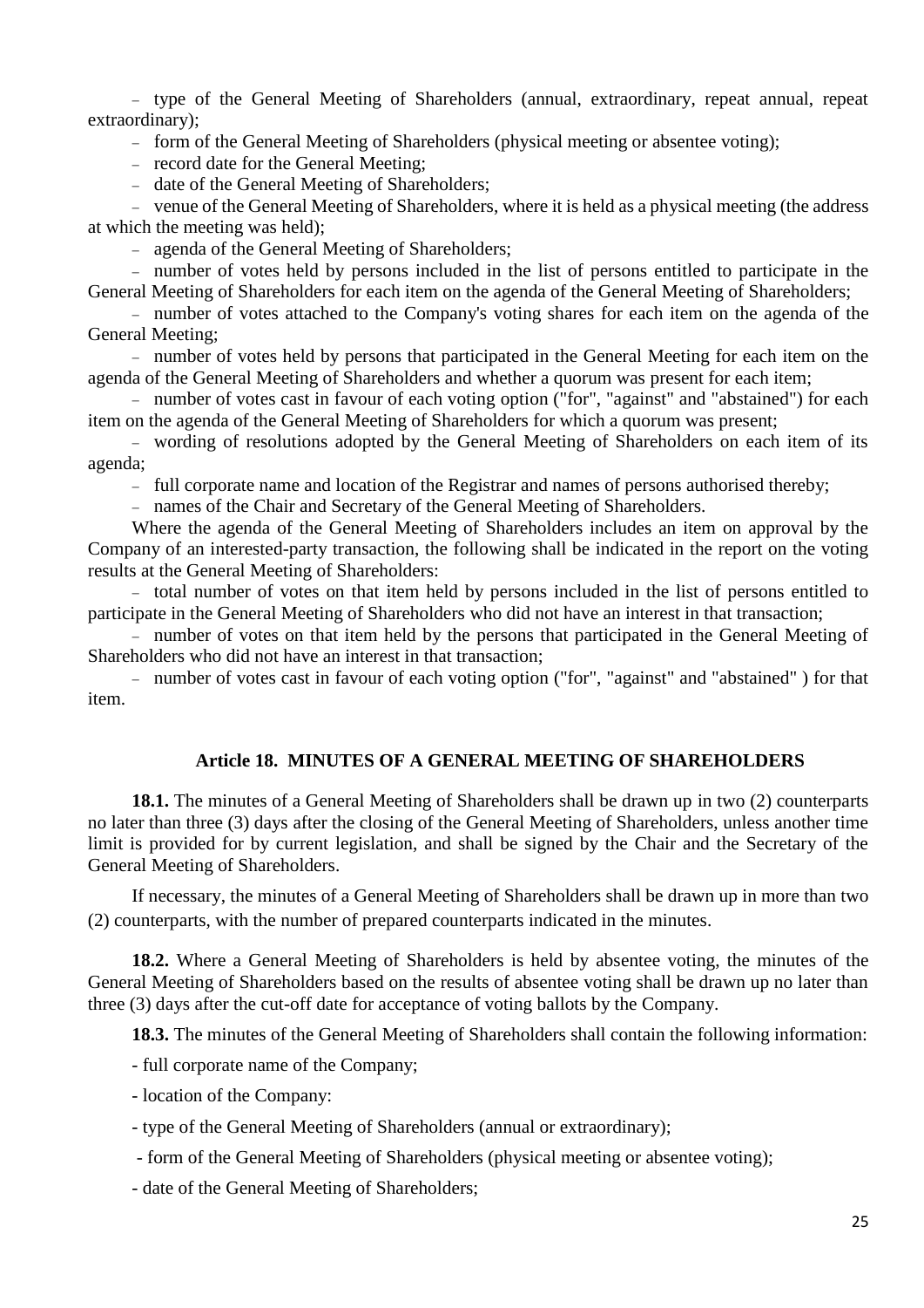- type of the General Meeting of Shareholders (annual, extraordinary, repeat annual, repeat extraordinary);
- form of the General Meeting of Shareholders (physical meeting or absentee voting);
- record date for the General Meeting;
- date of the General Meeting of Shareholders;
- venue of the General Meeting of Shareholders, where it is held as a physical meeting (the address at which the meeting was held);
- agenda of the General Meeting of Shareholders;
- number of votes held by persons included in the list of persons entitled to participate in the General Meeting of Shareholders for each item on the agenda of the General Meeting of Shareholders;
- number of votes attached to the Company's voting shares for each item on the agenda of the General Meeting;
- number of votes held by persons that participated in the General Meeting for each item on the agenda of the General Meeting of Shareholders and whether a quorum was present for each item;
- number of votes cast in favour of each voting option ("for", "against" and "abstained") for each item on the agenda of the General Meeting of Shareholders for which a quorum was present;
- wording of resolutions adopted by the General Meeting of Shareholders on each item of its agenda;
- full corporate name and location of the Registrar and names of persons authorised thereby;
- names of the Chair and Secretary of the General Meeting of Shareholders.

Where the agenda of the General Meeting of Shareholders includes an item on approval by the Company of an interested-party transaction, the following shall be indicated in the report on the voting results at the General Meeting of Shareholders:

- total number of votes on that item held by persons included in the list of persons entitled to participate in the General Meeting of Shareholders who did not have an interest in that transaction;
- number of votes on that item held by the persons that participated in the General Meeting of Shareholders who did not have an interest in that transaction;
- number of votes cast in favour of each voting option ("for", "against" and "abstained" ) for that item.

## Article 18. MINUTES OF A GENERAL MEETING OF SHAREHOLDERS

**18.1.** The minutes of a General Meeting of Shareholders shall be drawn up in two (2) counterparts no later than three (3) days after the closing of the General Meeting of Shareholders, unless another time limit is provided for by current legislation, and shall be signed by the Chair and the Secretary of the General Meeting of Shareholders.

If necessary, the minutes of a General Meeting of Shareholders shall be drawn up in more than two (2) counterparts, with the number of prepared counterparts indicated in the minutes.

**18.2.** Where a General Meeting of Shareholders is held by absentee voting, the minutes of the General Meeting of Shareholders based on the results of absentee voting shall be drawn up no later than three (3) days after the cut-off date for acceptance of voting ballots by the Company.

**18.3.** The minutes of the General Meeting of Shareholders shall contain the following information:

- full corporate name of the Company;
- location of the Company:
- type of the General Meeting of Shareholders (annual or extraordinary);
- form of the General Meeting of Shareholders (physical meeting or absentee voting);
- date of the General Meeting of Shareholders;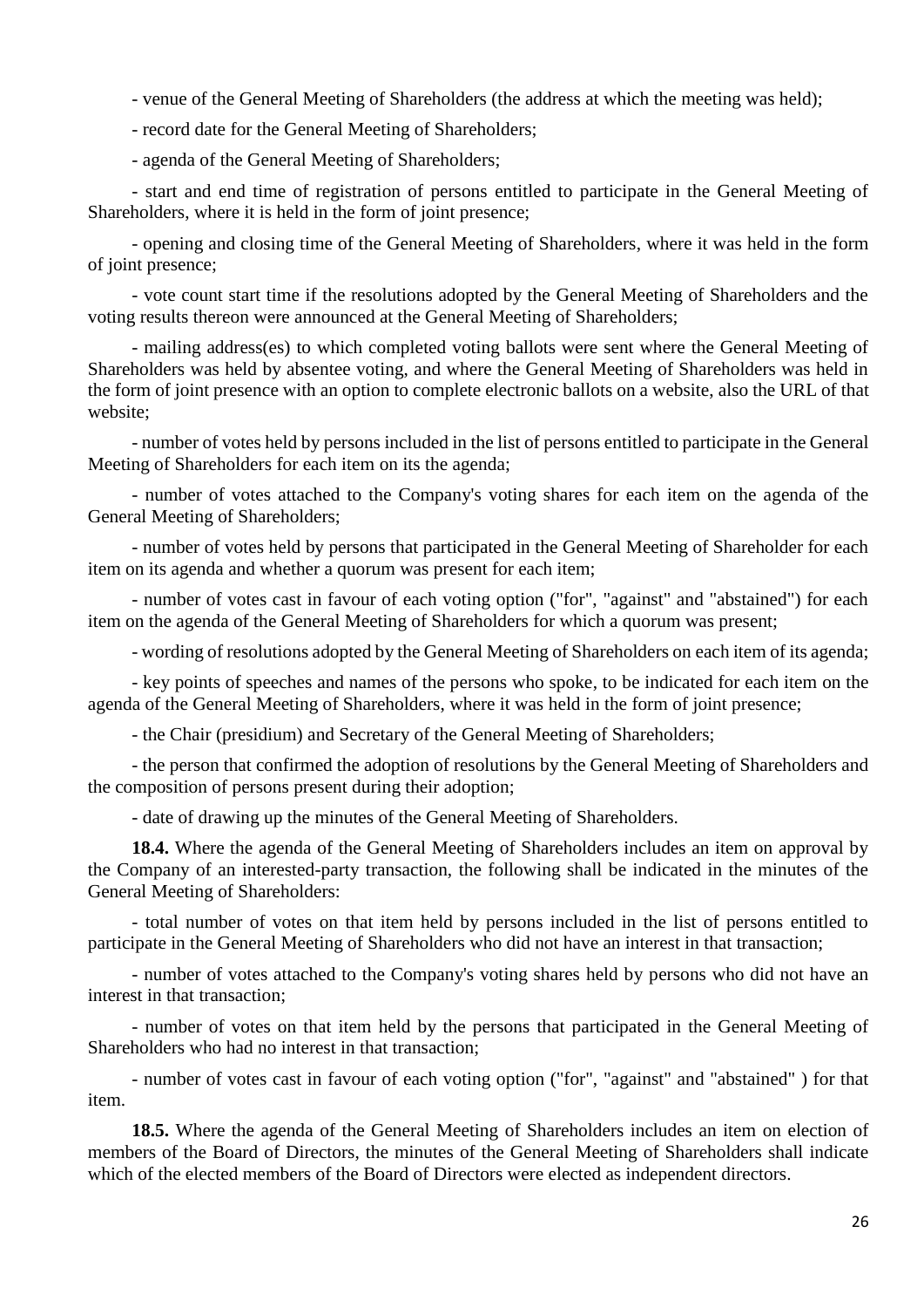- venue of the General Meeting of Shareholders (the address at which the meeting was held);

- record date for the General Meeting of Shareholders;

- agenda of the General Meeting of Shareholders;

- start and end time of registration of persons entitled to participate in the General Meeting of Shareholders, where it is held in the form of joint presence;

- opening and closing time of the General Meeting of Shareholders, where it was held in the form of joint presence;

- vote count start time if the resolutions adopted by the General Meeting of Shareholders and the voting results thereon were announced at the General Meeting of Shareholders;

- mailing address(es) to which completed voting ballots were sent where the General Meeting of Shareholders was held by absentee voting, and where the General Meeting of Shareholders was held in the form of joint presence with an option to complete electronic ballots on a website, also the URL of that website;

- number of votes held by persons included in the list of persons entitled to participate in the General Meeting of Shareholders for each item on its the agenda;

- number of votes attached to the Company's voting shares for each item on the agenda of the General Meeting of Shareholders;

- number of votes held by persons that participated in the General Meeting of Shareholder for each item on its agenda and whether a quorum was present for each item;

- number of votes cast in favour of each voting option ("for", "against" and "abstained") for each item on the agenda of the General Meeting of Shareholders for which a quorum was present;

- wording of resolutions adopted by the General Meeting of Shareholders on each item of its agenda;

- key points of speeches and names of the persons who spoke, to be indicated for each item on the agenda of the General Meeting of Shareholders, where it was held in the form of joint presence;

- the Chair (presidium) and Secretary of the General Meeting of Shareholders;

- the person that confirmed the adoption of resolutions by the General Meeting of Shareholders and the composition of persons present during their adoption;

- date of drawing up the minutes of the General Meeting of Shareholders.

**18.4.** Where the agenda of the General Meeting of Shareholders includes an item on approval by the Company of an interested-party transaction, the following shall be indicated in the minutes of the General Meeting of Shareholders:

- total number of votes on that item held by persons included in the list of persons entitled to participate in the General Meeting of Shareholders who did not have an interest in that transaction;

- number of votes attached to the Company's voting shares held by persons who did not have an interest in that transaction;

- number of votes on that item held by the persons that participated in the General Meeting of Shareholders who had no interest in that transaction;

- number of votes cast in favour of each voting option ("for", "against" and "abstained" ) for that item.

**18.5.** Where the agenda of the General Meeting of Shareholders includes an item on election of members of the Board of Directors, the minutes of the General Meeting of Shareholders shall indicate which of the elected members of the Board of Directors were elected as independent directors.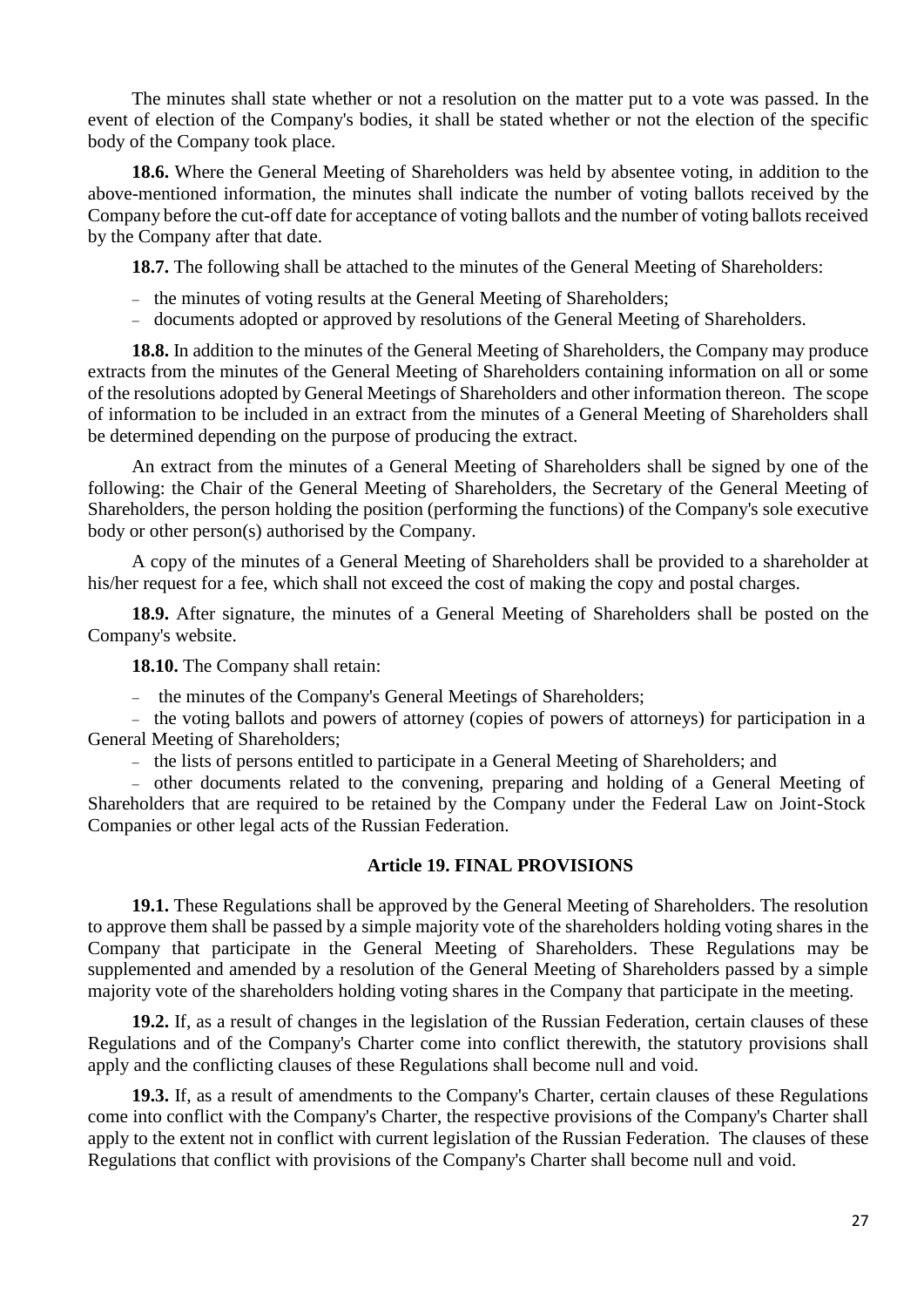The minutes shall state whether or not a resolution on the matter put to a vote was passed. In the event of election of the Company's bodies, it shall be stated whether or not the election of the specific body of the Company took place.

**18.6.** Where the General Meeting of Shareholders was held by absentee voting, in addition to the above-mentioned information, the minutes shall indicate the number of voting ballots received by the Company before the cut-off date for acceptance of voting ballots and the number of voting ballots received by the Company after that date.

**18.7.** The following shall be attached to the minutes of the General Meeting of Shareholders:

- the minutes of voting results at the General Meeting of Shareholders;
- documents adopted or approved by resolutions of the General Meeting of Shareholders.

**18.8.** In addition to the minutes of the General Meeting of Shareholders, the Company may produce extracts from the minutes of the General Meeting of Shareholders containing information on all or some of the resolutions adopted by General Meetings of Shareholders and other information thereon. The scope of information to be included in an extract from the minutes of a General Meeting of Shareholders shall be determined depending on the purpose of producing the extract.

An extract from the minutes of a General Meeting of Shareholders shall be signed by one of the following: the Chair of the General Meeting of Shareholders, the Secretary of the General Meeting of Shareholders, the person holding the position (performing the functions) of the Company's sole executive body or other person(s) authorised by the Company.

A copy of the minutes of a General Meeting of Shareholders shall be provided to a shareholder at his/her request for a fee, which shall not exceed the cost of making the copy and postal charges.

**18.9.** After signature, the minutes of a General Meeting of Shareholders shall be posted on the Company's website.

**18.10.** The Company shall retain:

- the minutes of the Company's General Meetings of Shareholders;
- the voting ballots and powers of attorney (copies of powers of attorneys) for participation in a General Meeting of Shareholders;
- the lists of persons entitled to participate in a General Meeting of Shareholders; and
- other documents related to the convening, preparing and holding of a General Meeting of Shareholders that are required to be retained by the Company under the Federal Law on Joint-Stock Companies or other legal acts of the Russian Federation.

## Article 19. FINAL PROVISIONS

**19.1.** These Regulations shall be approved by the General Meeting of Shareholders. The resolution to approve them shall be passed by a simple majority vote of the shareholders holding voting shares in the Company that participate in the General Meeting of Shareholders. These Regulations may be supplemented and amended by a resolution of the General Meeting of Shareholders passed by a simple majority vote of the shareholders holding voting shares in the Company that participate in the meeting.

**19.2.** If, as a result of changes in the legislation of the Russian Federation, certain clauses of these Regulations and of the Company's Charter come into conflict therewith, the statutory provisions shall apply and the conflicting clauses of these Regulations shall become null and void.

**19.3.** If, as a result of amendments to the Company's Charter, certain clauses of these Regulations come into conflict with the Company's Charter, the respective provisions of the Company's Charter shall apply to the extent not in conflict with current legislation of the Russian Federation. The clauses of these Regulations that conflict with provisions of the Company's Charter shall become null and void.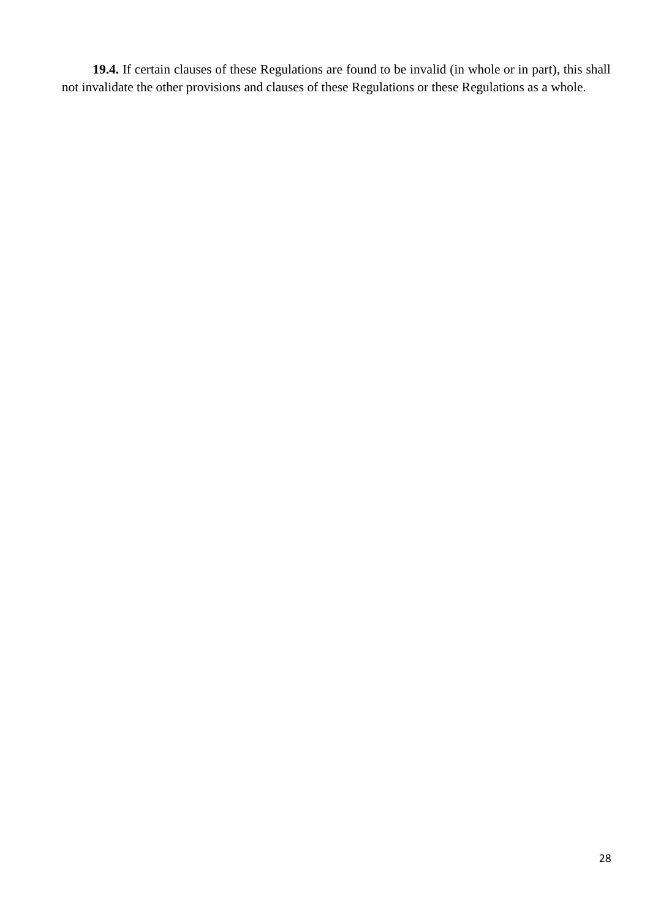**19.4.** If certain clauses of these Regulations are found to be invalid (in whole or in part), this shall not invalidate the other provisions and clauses of these Regulations or these Regulations as a whole.